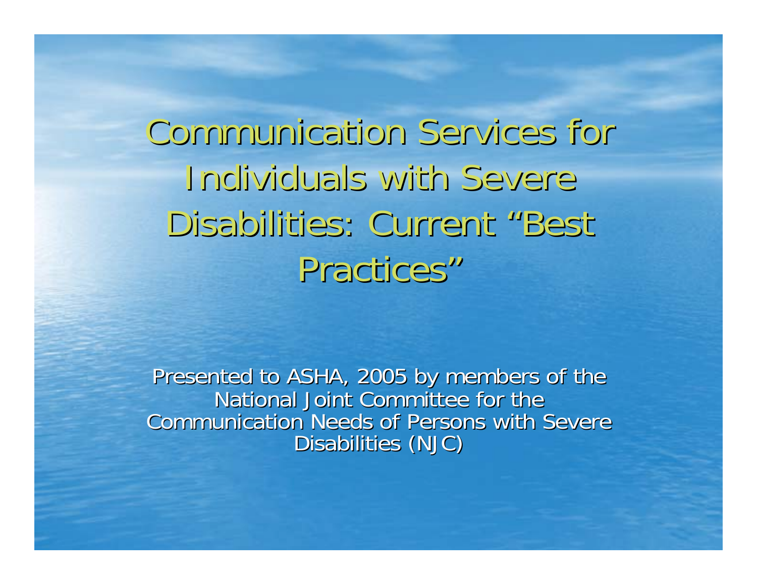# Communication Services for Individuals with Severe Disabilities: Current "Best Practices"

Presented to ASHA, 2005 by members of the National Joint Committee for the Communication Needs of Persons with Severe Disabilities (NJC)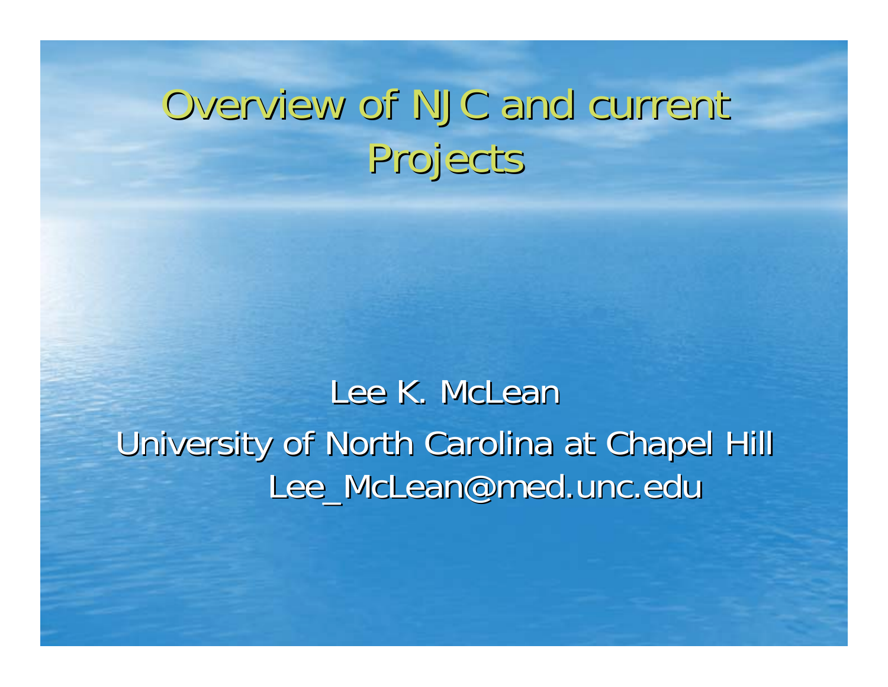# Overview of NJC and current Projects

Lee K. McLean

University of North Carolina at Chapel Hill

Lee_McLean@med.unc.edu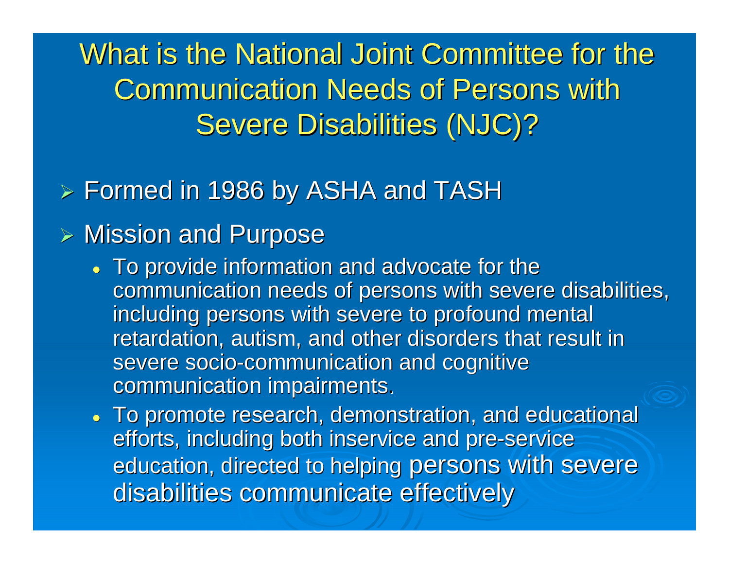# What is the National Joint Committee for the Communication Needs of Persons with Severe Disabilities (NJC)?

- Formed in 1986 by ASHA and TASH
- Mission and Purpose
  - To provide information and advocate for the communication needs of persons with severe disabilities, including persons with severe to profound mental retardation, autism, and other disorders that result in severe socio-communication and cognitive communication impairments.
  - To promote research, demonstration, and educational efforts, including both inservice and pre-service education, directed to helping persons with severe disabilities communicate effectively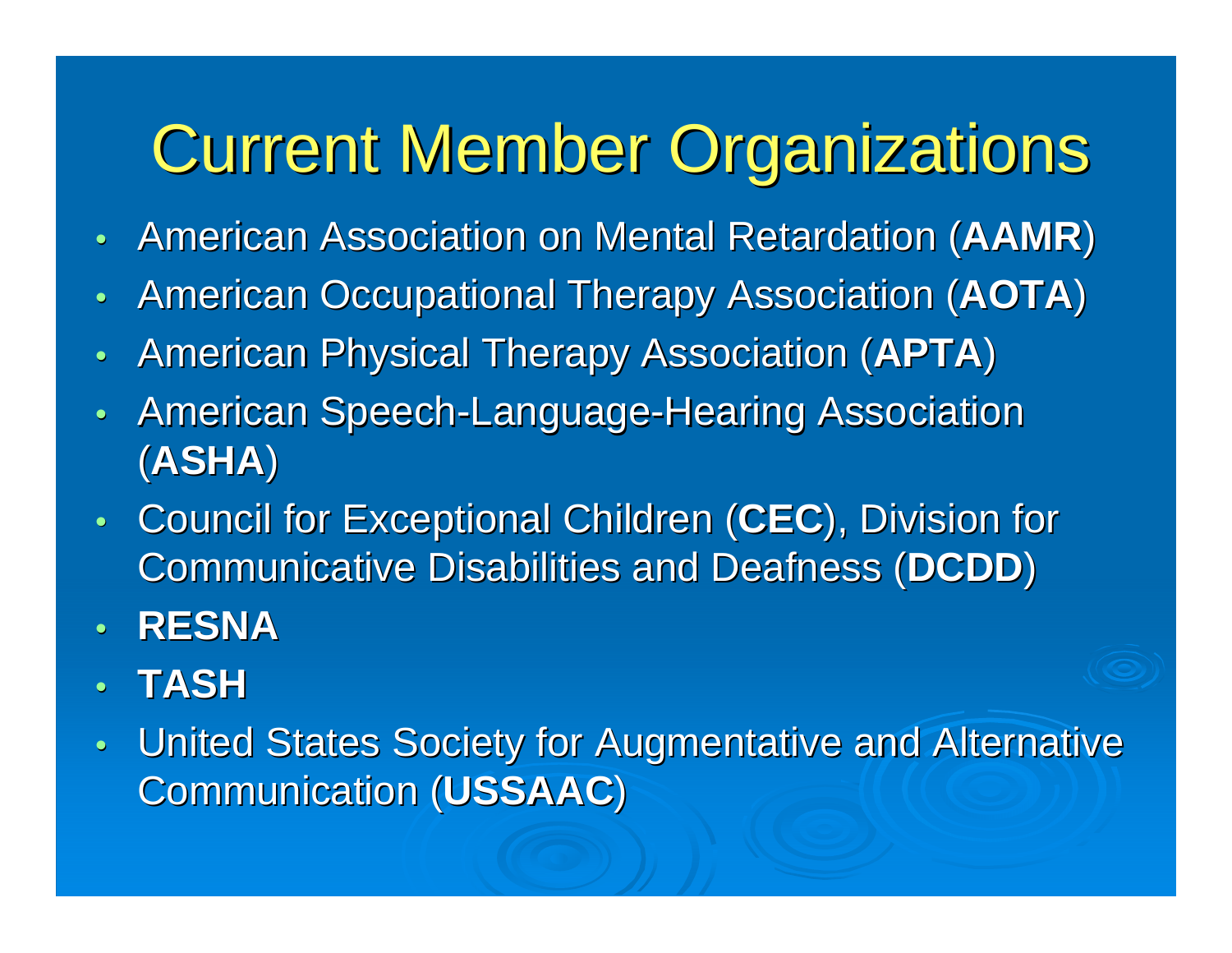# Current Member Organizations

- American Association on Mental Retardation (**AAMR**)
- American Occupational Therapy Association (**AOTA**)
- American Physical Therapy Association (**APTA**)
- American Speech-Language-Hearing Association (**ASHA**)
- Council for Exceptional Children (**CEC**), Division for Communicative Disabilities and Deafness (**DCDD**)
- **RESNA**
- **TASH**
- United States Society for Augmentative and Alternative Communication (**USSAAC**)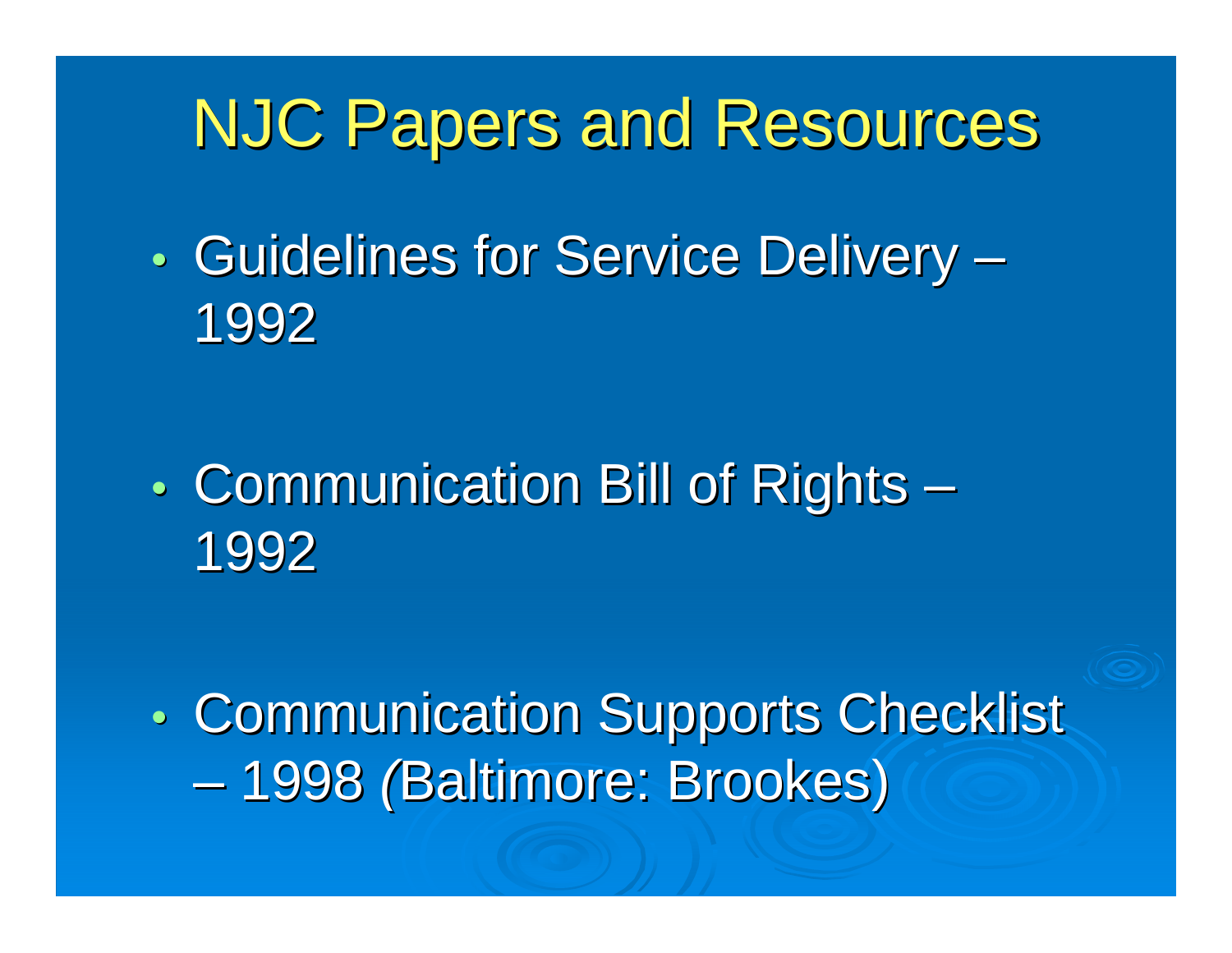# NJC Papers and Resources

- Guidelines for Service Delivery – 1992
- Communication Bill of Rights – 1992
- Communication Supports Checklist – 1998 (Baltimore: Brookes)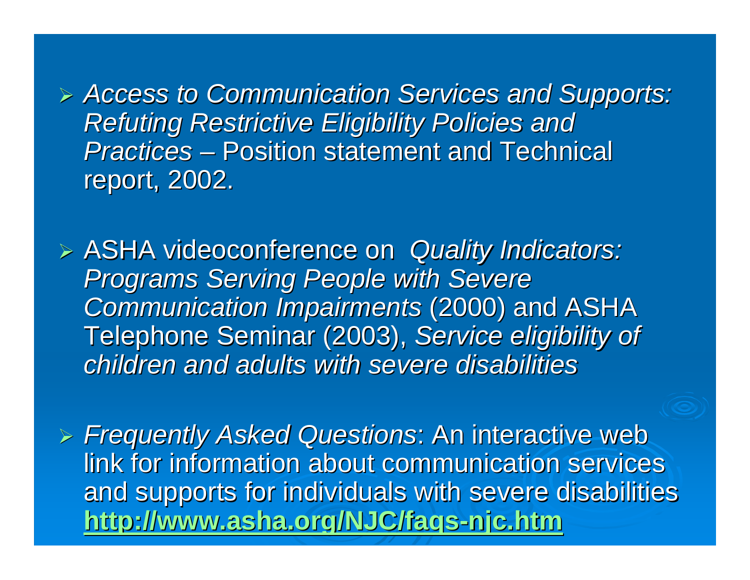- *Access to Communication Services and Supports: Refuting Restrictive Eligibility Policies and Practices* – Position statement and Technical report, 2002.

- ASHA videoconference on *Quality Indicators: Programs Serving People with Severe Communication Impairments* (2000) and ASHA Telephone Seminar (2003), *Service eligibility of children and adults with severe disabilities*

- *Frequently Asked Questions*: An interactive web link for information about communication services and supports for individuals with severe disabilities **http://www.asha.org/NJC/faqs-njc.htm**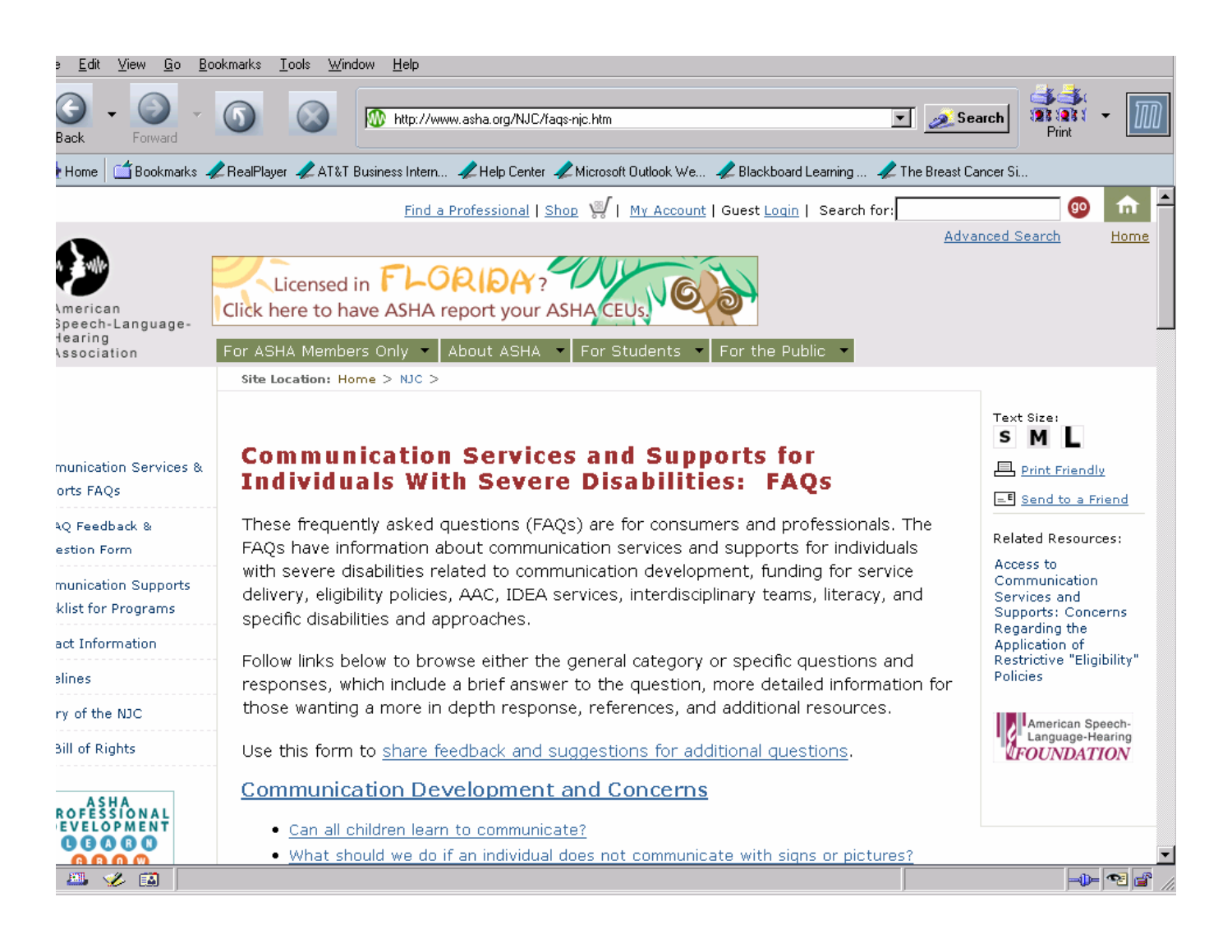# Communication Services and Supports for Individuals With Severe Disabilities: FAQs

These frequently asked questions (FAQs) are for consumers and professionals. The FAQs have information about communication services and supports for individuals with severe disabilities related to communication development, funding for service delivery, eligibility policies, AAC, IDEA services, interdisciplinary teams, literacy, and specific disabilities and approaches.

Follow links below to browse either the general category or specific questions and responses, which include a brief answer to the question, more detailed information for those wanting a more in depth response, references, and additional resources.

Use this form to share feedback and suggestions for additional questions.

## Communication Development and Concerns

- Can all children learn to communicate?
- What should we do if an individual does not communicate with signs or pictures?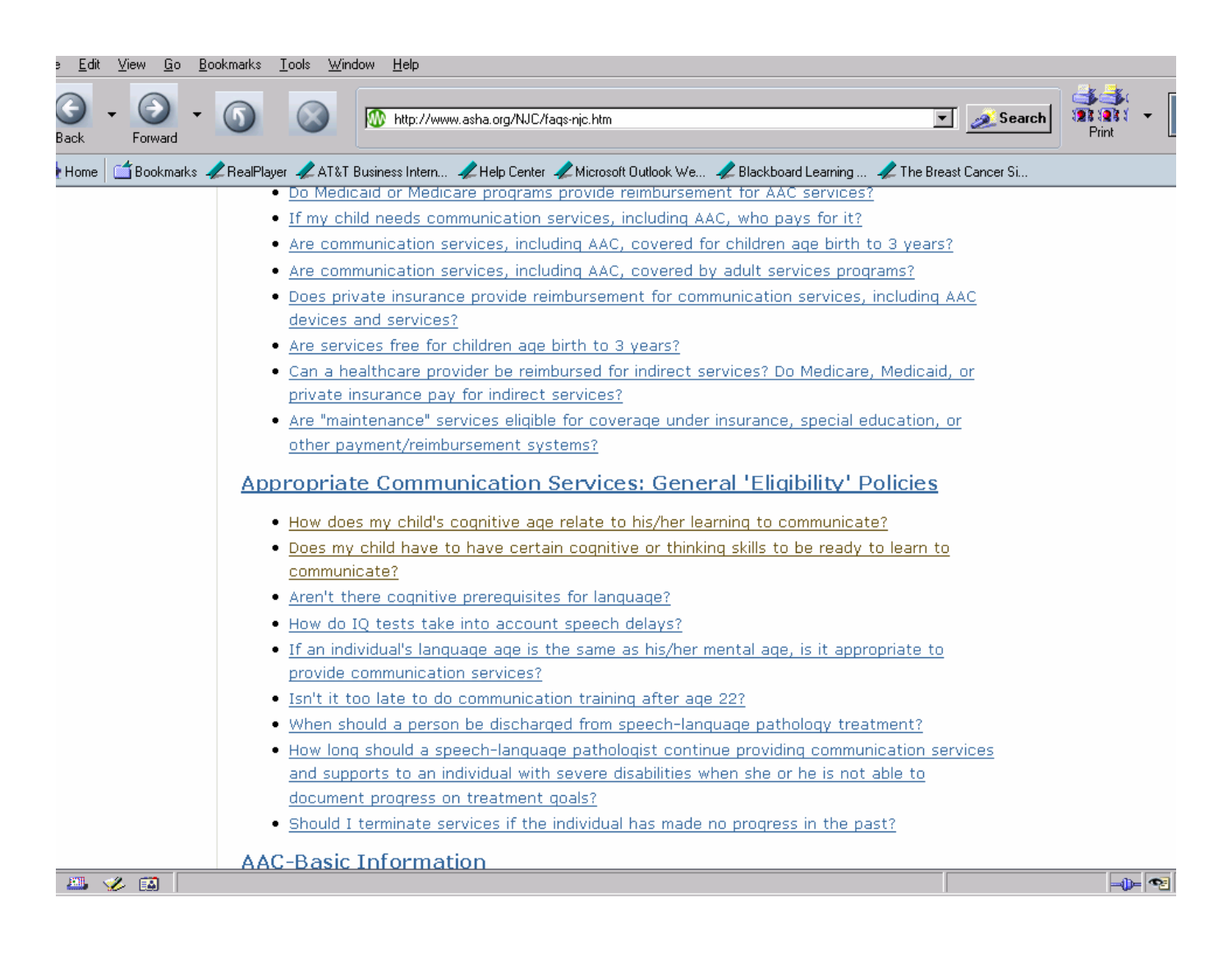- Do Medicaid or Medicare programs provide reimbursement for AAC services?
- If my child needs communication services, including AAC, who pays for it?
- Are communication services, including AAC, covered for children age birth to 3 years?
- Are communication services, including AAC, covered by adult services programs?
- Does private insurance provide reimbursement for communication services, including AAC devices and services?
- Are services free for children age birth to 3 years?
- Can a healthcare provider be reimbursed for indirect services? Do Medicare, Medicaid, or private insurance pay for indirect services?
- Are "maintenance" services eligible for coverage under insurance, special education, or other payment/reimbursement systems?

## Appropriate Communication Services: General 'Eligibility' Policies

- How does my child's cognitive age relate to his/her learning to communicate?
- Does my child have to have certain cognitive or thinking skills to be ready to learn to communicate?
- Aren't there cognitive prerequisites for language?
- How do IQ tests take into account speech delays?
- If an individual's language age is the same as his/her mental age, is it appropriate to provide communication services?
- Isn't it too late to do communication training after age 22?
- When should a person be discharged from speech-language pathology treatment?
- How long should a speech-language pathologist continue providing communication services and supports to an individual with severe disabilities when she or he is not able to document progress on treatment goals?
- Should I terminate services if the individual has made no progress in the past?

## AAC-Basic Information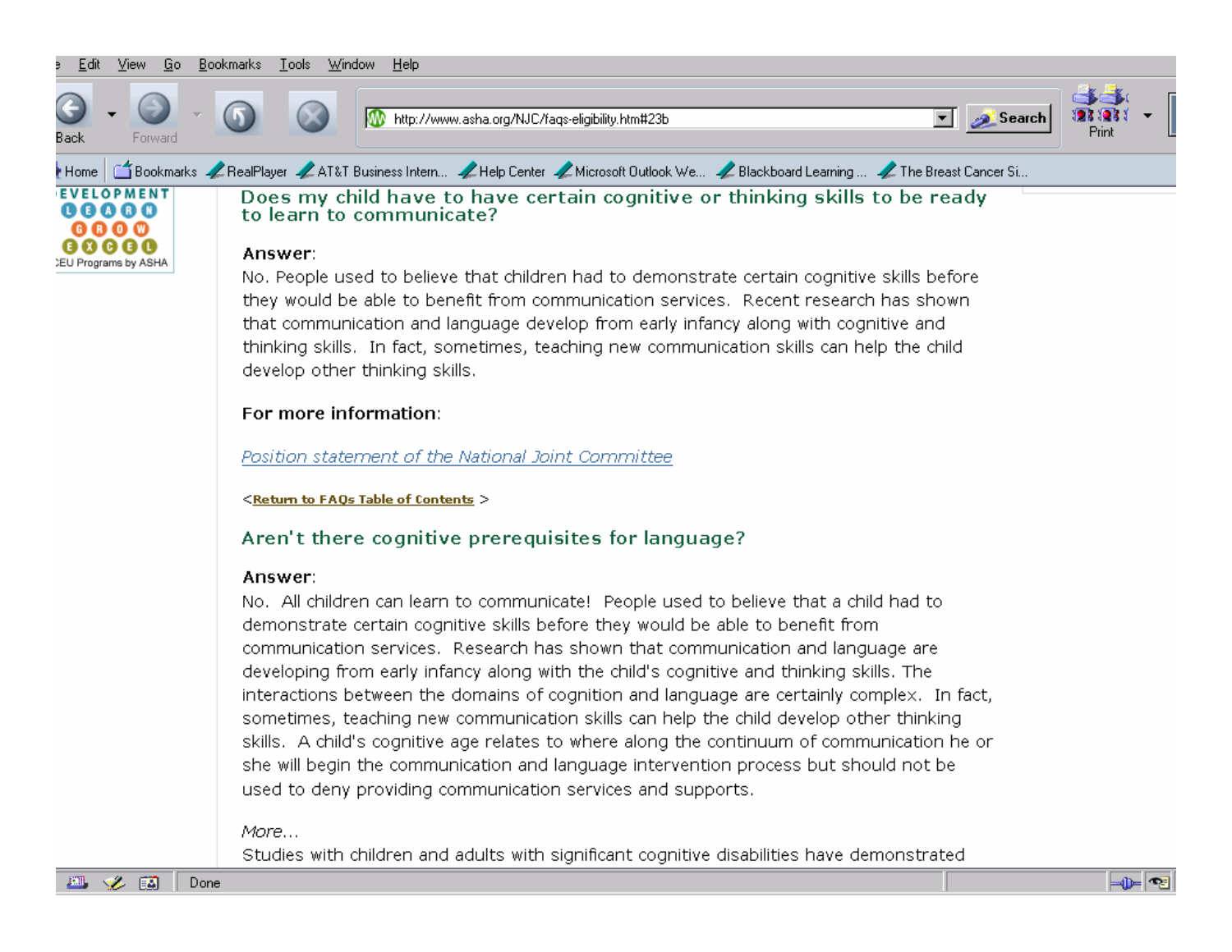## Does my child have to have certain cognitive or thinking skills to be ready to learn to communicate?

**Answer**:
No. People used to believe that children had to demonstrate certain cognitive skills before they would be able to benefit from communication services. Recent research has shown that communication and language develop from early infancy along with cognitive and thinking skills. In fact, sometimes, teaching new communication skills can help the child develop other thinking skills.

**For more information**:

*Position statement of the National Joint Committee*

<**Return to FAQs Table of Contents** >

## Aren't there cognitive prerequisites for language?

**Answer**:
No. All children can learn to communicate! People used to believe that a child had to demonstrate certain cognitive skills before they would be able to benefit from communication services. Research has shown that communication and language are developing from early infancy along with the child's cognitive and thinking skills. The interactions between the domains of cognition and language are certainly complex. In fact, sometimes, teaching new communication skills can help the child develop other thinking skills. A child's cognitive age relates to where along the continuum of communication he or she will begin the communication and language intervention process but should not be used to deny providing communication services and supports.

*More...*
Studies with children and adults with significant cognitive disabilities have demonstrated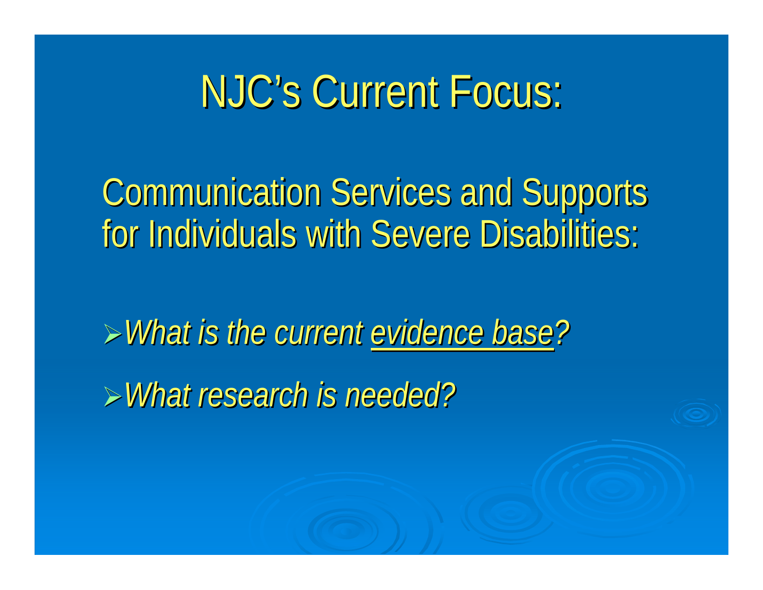# NJC's Current Focus:

Communication Services and Supports for Individuals with Severe Disabilities:

- *What is the current evidence base?*
- *What research is needed?*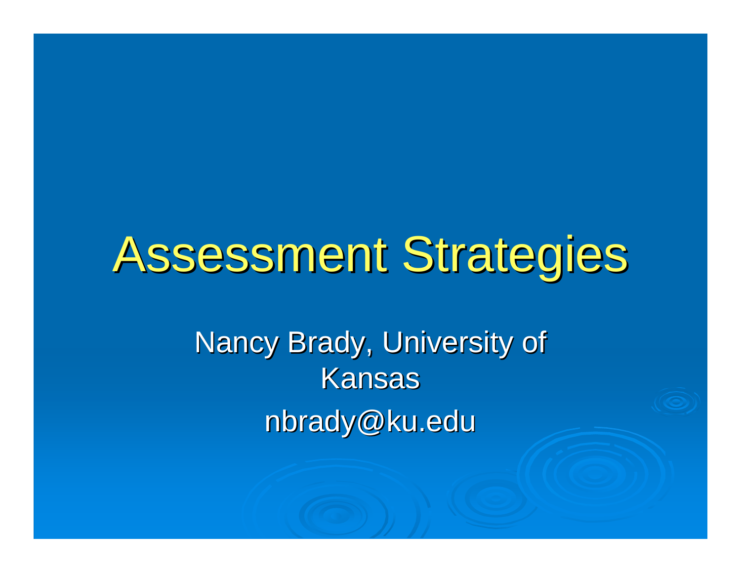# Assessment Strategies

Nancy Brady, University of Kansas

nbrady@ku.edu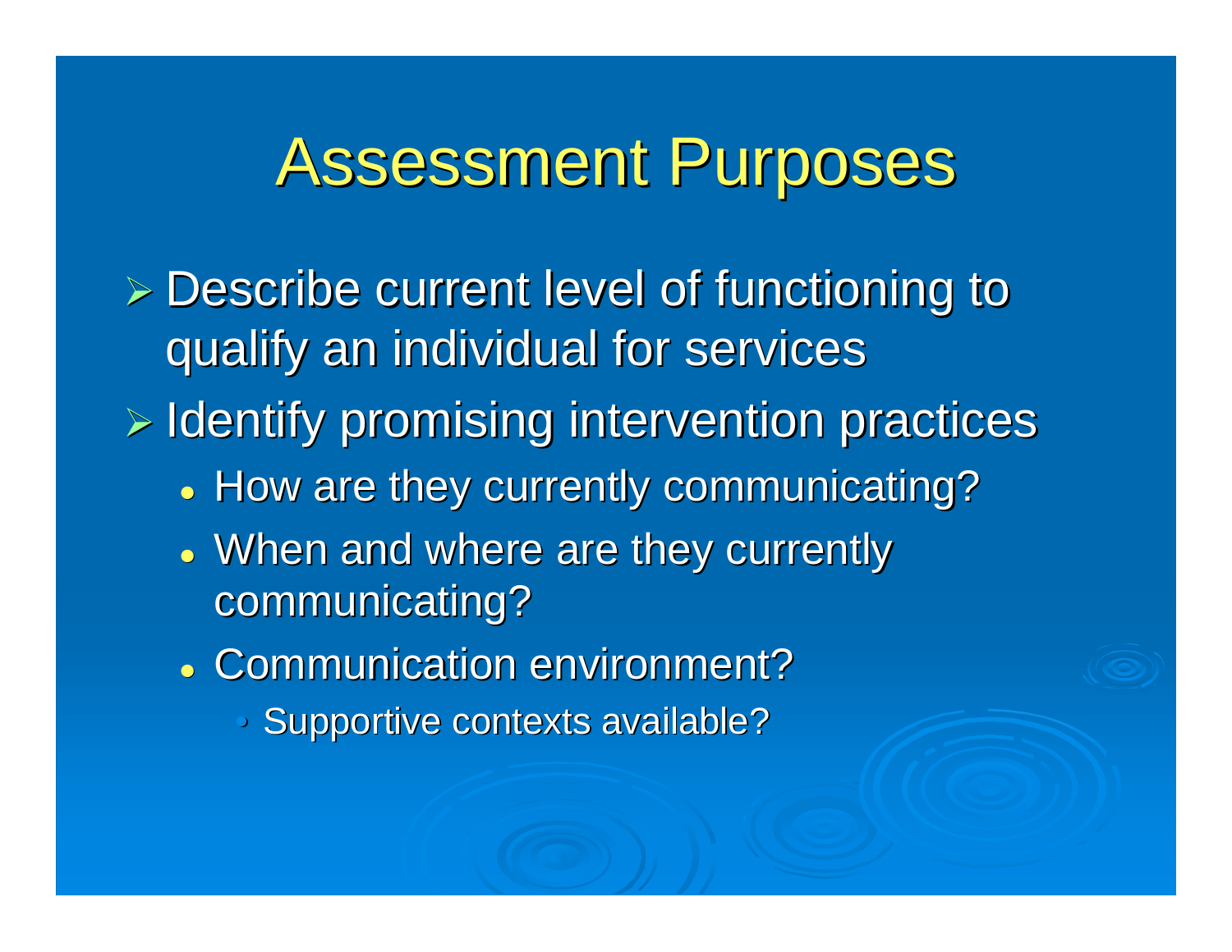# Assessment Purposes

- Describe current level of functioning to qualify an individual for services
- Identify promising intervention practices
  - How are they currently communicating?
  - When and where are they currently communicating?
  - Communication environment?
    - Supportive contexts available?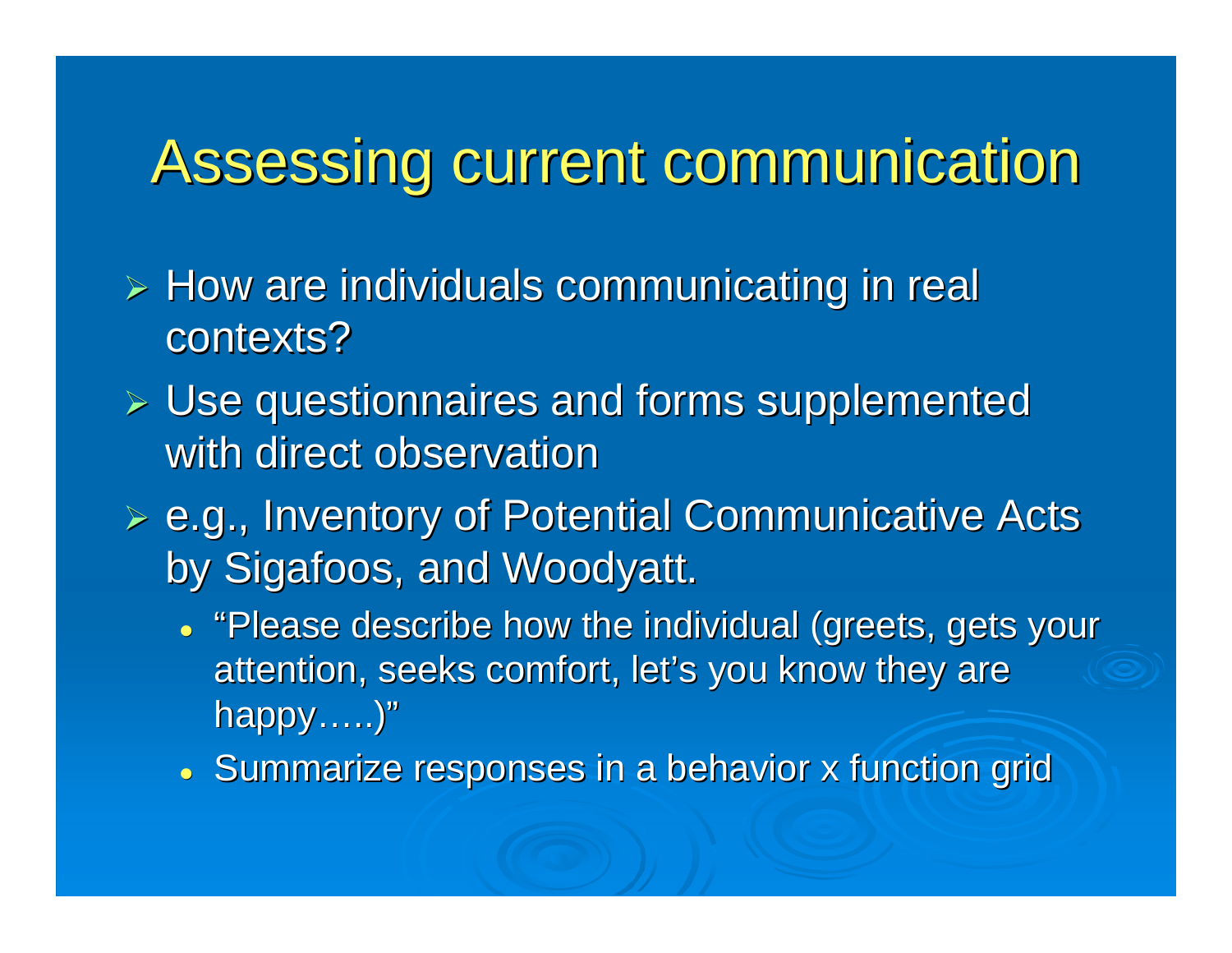# Assessing current communication

- How are individuals communicating in real contexts?
- Use questionnaires and forms supplemented with direct observation
- e.g., Inventory of Potential Communicative Acts by Sigafoos, and Woodyatt.
  - "Please describe how the individual (greets, gets your attention, seeks comfort, let's you know they are happy…..)"
  - Summarize responses in a behavior x function grid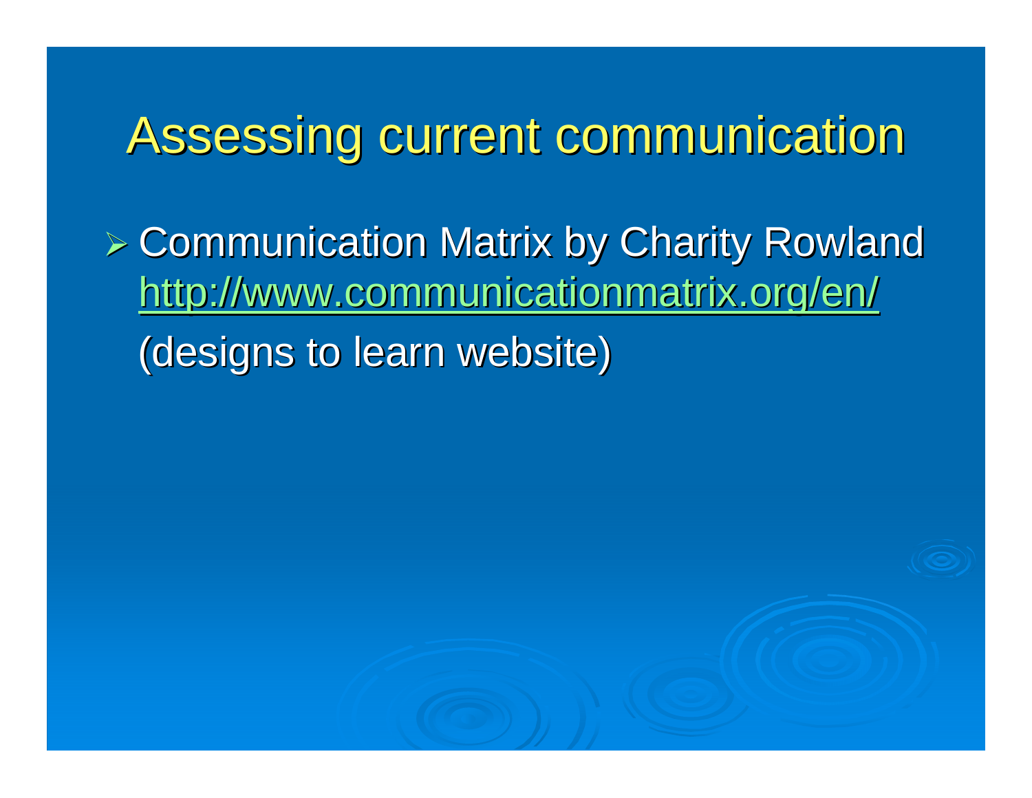# Assessing current communication

- Communication Matrix by Charity Rowland http://www.communicationmatrix.org/en/ (designs to learn website)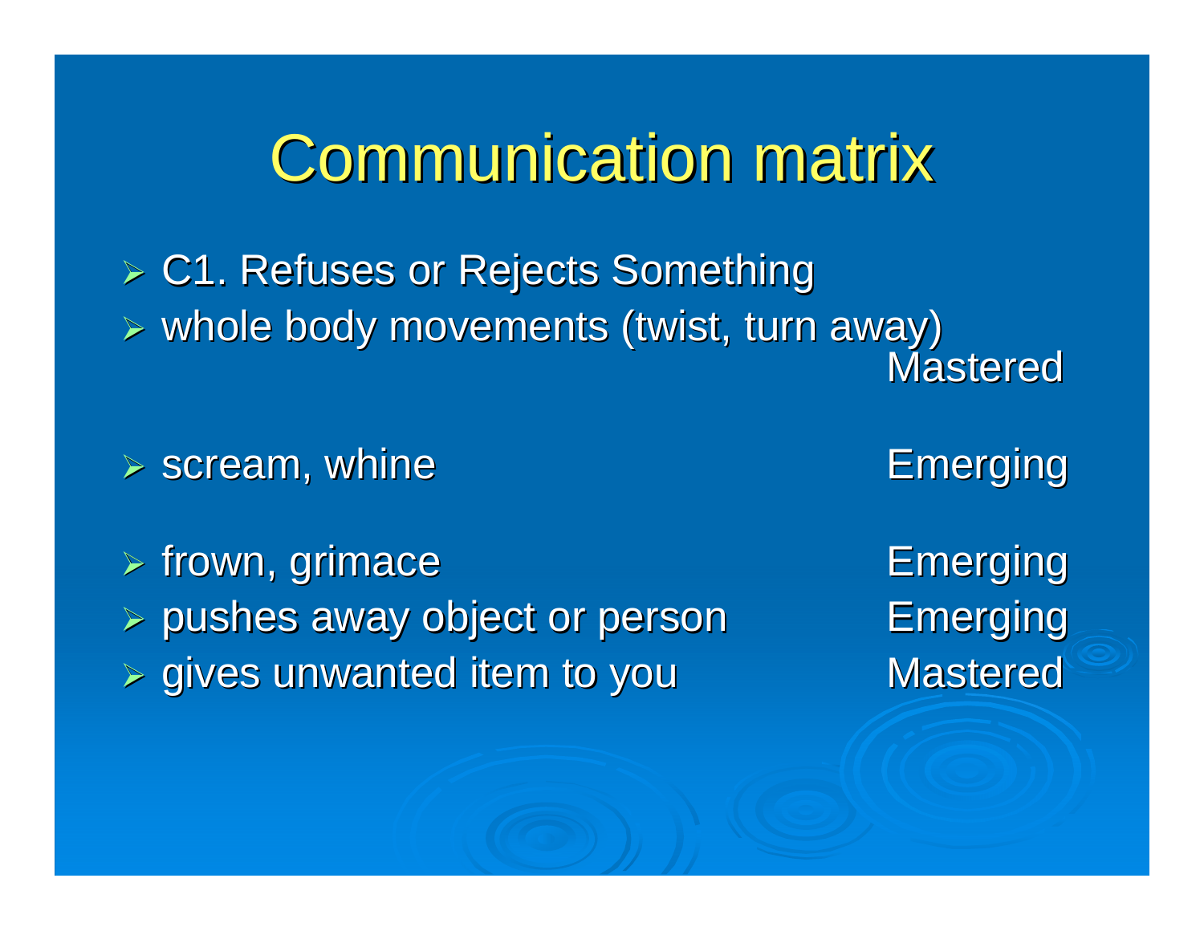# Communication matrix

- C1. Refuses or Rejects Something
- whole body movements (twist, turn away) — Mastered
- scream, whine — Emerging
- frown, grimace — Emerging
- pushes away object or person — Emerging
- gives unwanted item to you — Mastered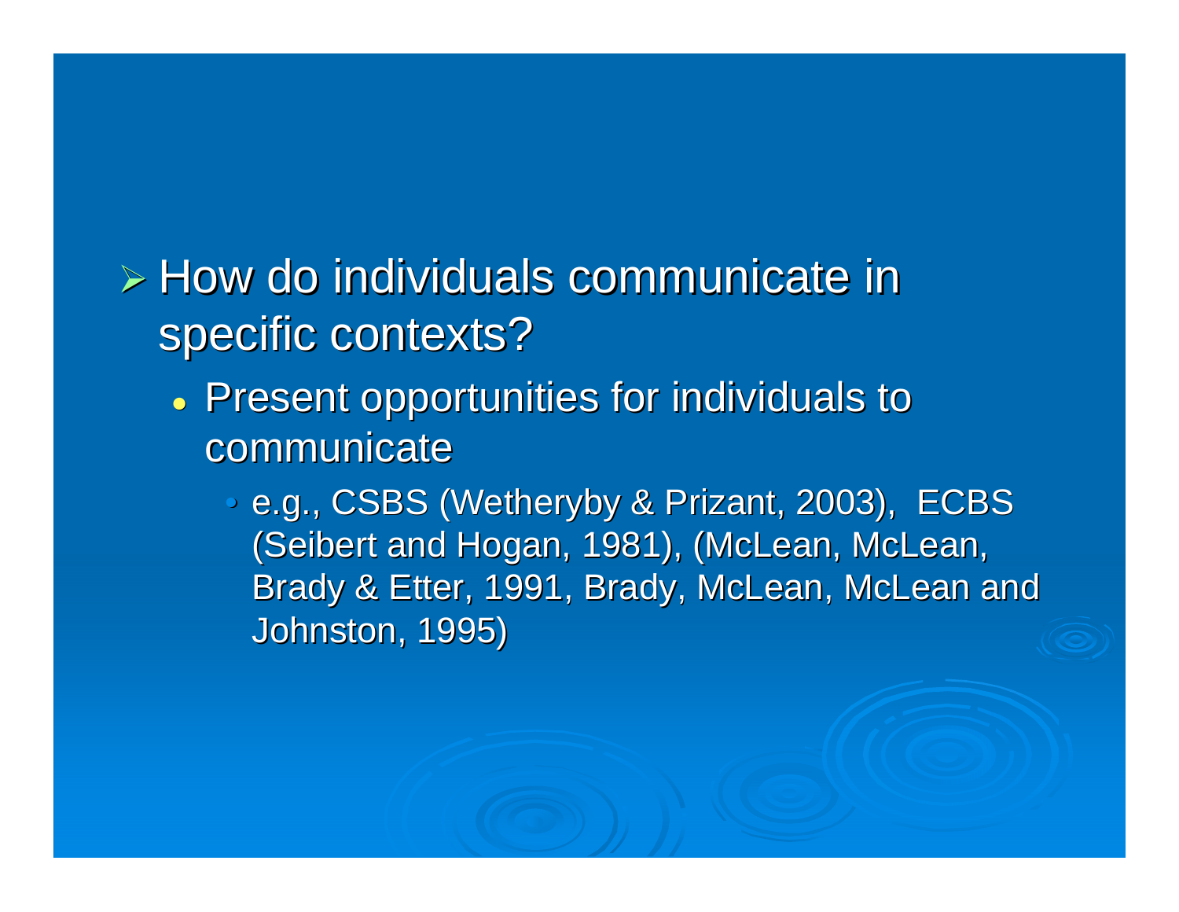- How do individuals communicate in specific contexts?
  - Present opportunities for individuals to communicate
    - e.g., CSBS (Wetheryby & Prizant, 2003), ECBS (Seibert and Hogan, 1981), (McLean, McLean, Brady & Etter, 1991, Brady, McLean, McLean and Johnston, 1995)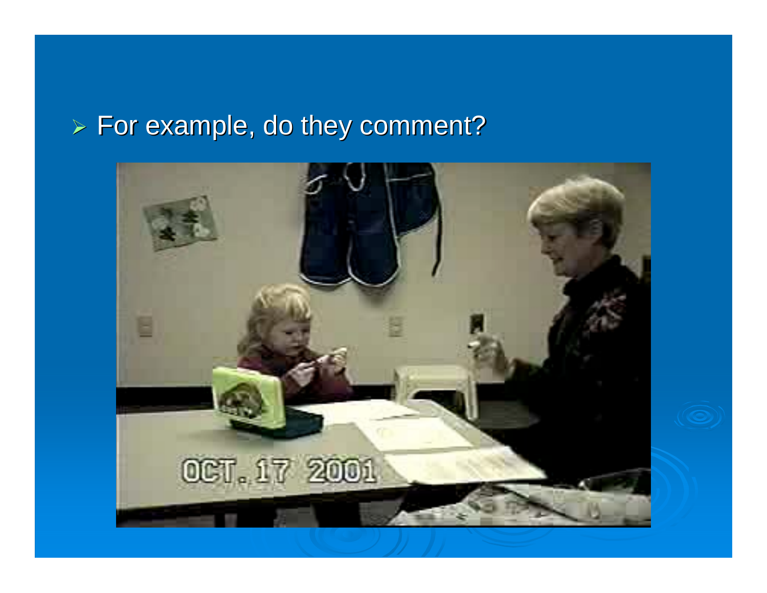- For example, do they comment?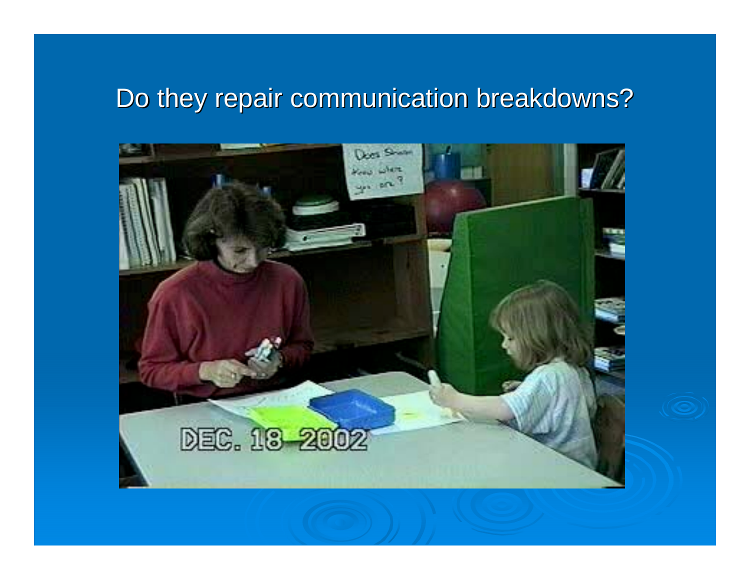# Do they repair communication breakdowns?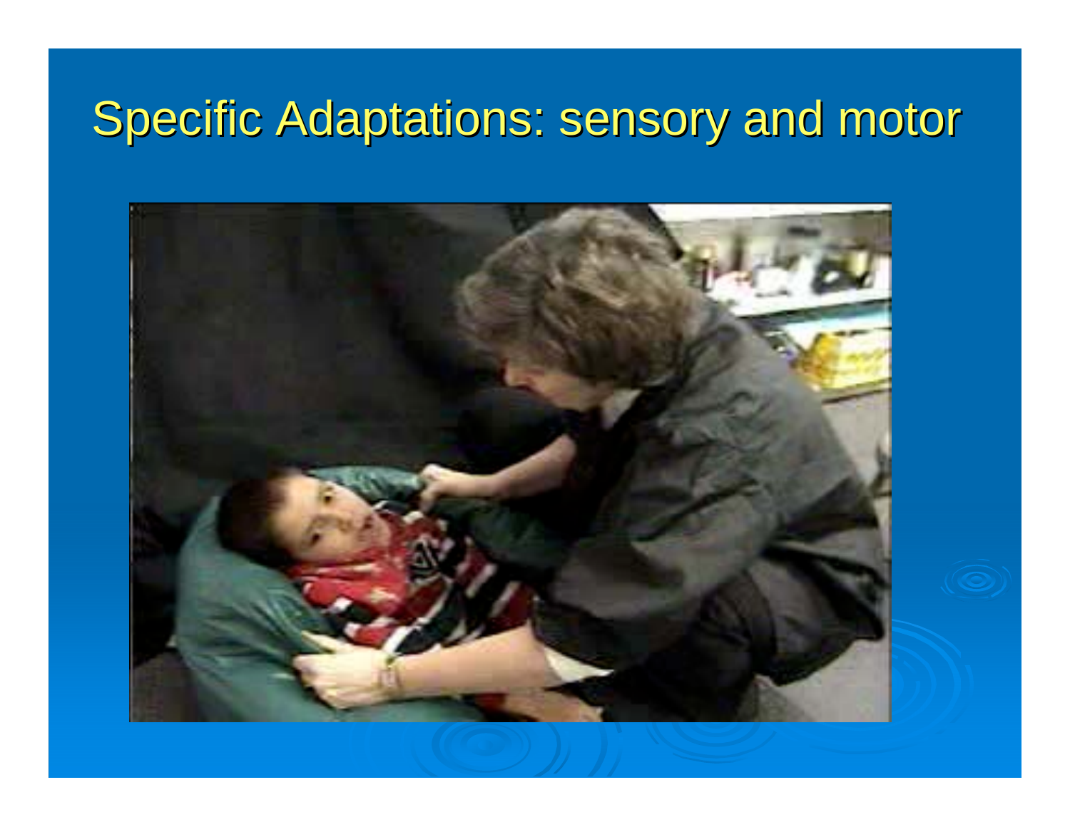# Specific Adaptations: sensory and motor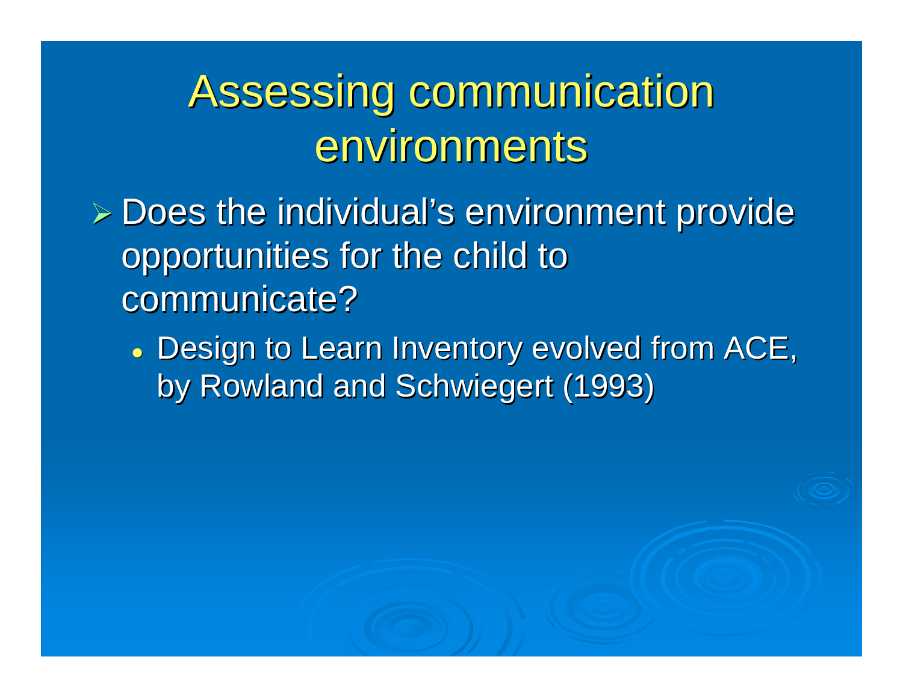# Assessing communication environments

- Does the individual's environment provide opportunities for the child to communicate?
  - Design to Learn Inventory evolved from ACE, by Rowland and Schwiegert (1993)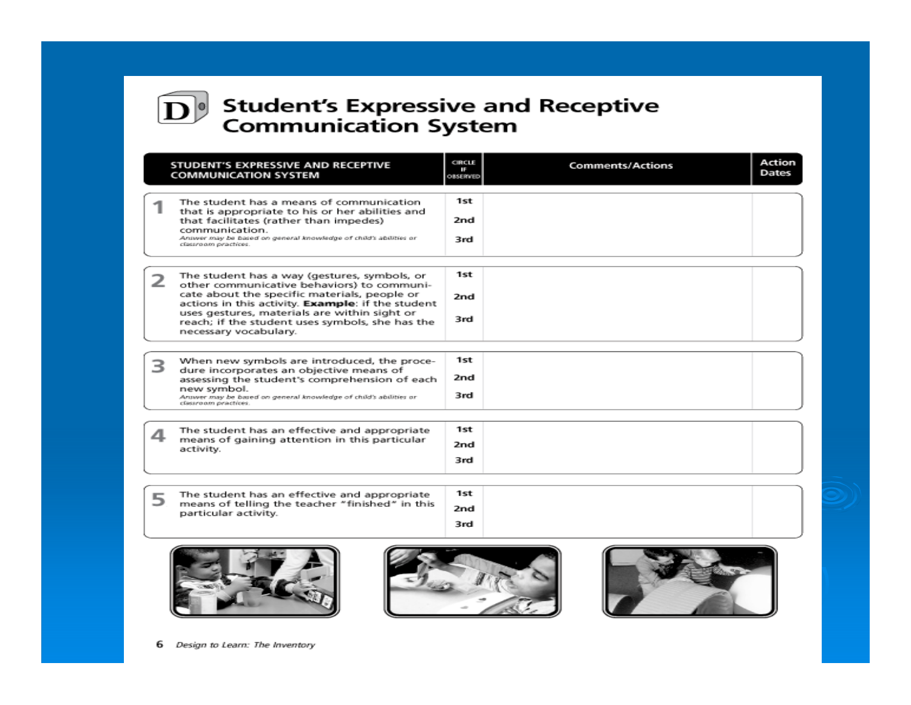# D Student's Expressive and Receptive Communication System

| STUDENT'S EXPRESSIVE AND RECEPTIVE COMMUNICATION SYSTEM | CIRCLE IF OBSERVED | Comments/Actions | Action Dates |
|---|---|---|---|
| **1** The student has a means of communication that is appropriate to his or her abilities and that facilitates (rather than impedes) communication. *Answer may be based on general knowledge of child's abilities or classroom practices.* | 1st 2nd 3rd | | |
| **2** The student has a way (gestures, symbols, or other communicative behaviors) to communicate about the specific materials, people or actions in this activity. **Example**: if the student uses gestures, materials are within sight or reach; if the student uses symbols, she has the necessary vocabulary. | 1st 2nd 3rd | | |
| **3** When new symbols are introduced, the procedure incorporates an objective means of assessing the student's comprehension of each new symbol. *Answer may be based on general knowledge of child's abilities or classroom practices.* | 1st 2nd 3rd | | |
| **4** The student has an effective and appropriate means of gaining attention in this particular activity. | 1st 2nd 3rd | | |
| **5** The student has an effective and appropriate means of telling the teacher "finished" in this particular activity. | 1st 2nd 3rd | | |

*Design to Learn: The Inventory*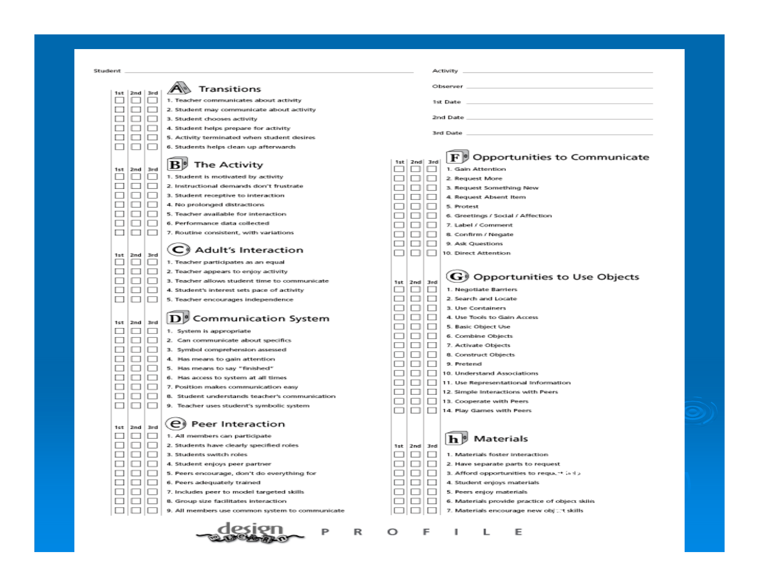Student ______________________ Activity ______________________

Observer ______________________

1st Date ______________________

2nd Date ______________________

3rd Date ______________________

## A Transitions

| 1st | 2nd | 3rd | |
|---|---|---|---|
| ☐ | ☐ | ☐ | 1. Teacher communicates about activity |
| ☐ | ☐ | ☐ | 2. Student may communicate about activity |
| ☐ | ☐ | ☐ | 3. Student chooses activity |
| ☐ | ☐ | ☐ | 4. Student helps prepare for activity |
| ☐ | ☐ | ☐ | 5. Activity terminated when student desires |
| ☐ | ☐ | ☐ | 6. Students helps clean up afterwards |

## B The Activity

| 1st | 2nd | 3rd | |
|---|---|---|---|
| ☐ | ☐ | ☐ | 1. Student is motivated by activity |
| ☐ | ☐ | ☐ | 2. Instructional demands don't frustrate |
| ☐ | ☐ | ☐ | 3. Student receptive to interaction |
| ☐ | ☐ | ☐ | 4. No prolonged distractions |
| ☐ | ☐ | ☐ | 5. Teacher available for interaction |
| ☐ | ☐ | ☐ | 6. Performance data collected |
| ☐ | ☐ | ☐ | 7. Routine consistent, with variations |

## C Adult's Interaction

| 1st | 2nd | 3rd | |
|---|---|---|---|
| ☐ | ☐ | ☐ | 1. Teacher participates as an equal |
| ☐ | ☐ | ☐ | 2. Teacher appears to enjoy activity |
| ☐ | ☐ | ☐ | 3. Teacher allows student time to communicate |
| ☐ | ☐ | ☐ | 4. Student's interest sets pace of activity |
| ☐ | ☐ | ☐ | 5. Teacher encourages independence |

## D Communication System

| 1st | 2nd | 3rd | |
|---|---|---|---|
| ☐ | ☐ | ☐ | 1. System is appropriate |
| ☐ | ☐ | ☐ | 2. Can communicate about specifics |
| ☐ | ☐ | ☐ | 3. Symbol comprehension assessed |
| ☐ | ☐ | ☐ | 4. Has means to gain attention |
| ☐ | ☐ | ☐ | 5. Has means to say "finished" |
| ☐ | ☐ | ☐ | 6. Has access to system at all times |
| ☐ | ☐ | ☐ | 7. Position makes communication easy |
| ☐ | ☐ | ☐ | 8. Student understands teacher's communication |
| ☐ | ☐ | ☐ | 9. Teacher uses student's symbolic system |

## e Peer Interaction

| 1st | 2nd | 3rd | |
|---|---|---|---|
| ☐ | ☐ | ☐ | 1. All members can participate |
| ☐ | ☐ | ☐ | 2. Students have clearly specified roles |
| ☐ | ☐ | ☐ | 3. Students switch roles |
| ☐ | ☐ | ☐ | 4. Student enjoys peer partner |
| ☐ | ☐ | ☐ | 5. Peers encourage, don't do everything for |
| ☐ | ☐ | ☐ | 6. Peers adequately trained |
| ☐ | ☐ | ☐ | 7. Includes peer to model targeted skills |
| ☐ | ☐ | ☐ | 8. Group size facilitates interaction |
| ☐ | ☐ | ☐ | 9. All members use common system to communicate |

## F Opportunities to Communicate

| 1st | 2nd | 3rd | |
|---|---|---|---|
| ☐ | ☐ | ☐ | 1. Gain Attention |
| ☐ | ☐ | ☐ | 2. Request More |
| ☐ | ☐ | ☐ | 3. Request Something New |
| ☐ | ☐ | ☐ | 4. Request Absent Item |
| ☐ | ☐ | ☐ | 5. Protest |
| ☐ | ☐ | ☐ | 6. Greetings / Social / Affection |
| ☐ | ☐ | ☐ | 7. Label / Comment |
| ☐ | ☐ | ☐ | 8. Confirm / Negate |
| ☐ | ☐ | ☐ | 9. Ask Questions |
| ☐ | ☐ | ☐ | 10. Direct Attention |

## G Opportunities to Use Objects

| 1st | 2nd | 3rd | |
|---|---|---|---|
| ☐ | ☐ | ☐ | 1. Negotiate Barriers |
| ☐ | ☐ | ☐ | 2. Search and Locate |
| ☐ | ☐ | ☐ | 3. Use Containers |
| ☐ | ☐ | ☐ | 4. Use Tools to Gain Access |
| ☐ | ☐ | ☐ | 5. Basic Object Use |
| ☐ | ☐ | ☐ | 6. Combine Objects |
| ☐ | ☐ | ☐ | 7. Activate Objects |
| ☐ | ☐ | ☐ | 8. Construct Objects |
| ☐ | ☐ | ☐ | 9. Pretend |
| ☐ | ☐ | ☐ | 10. Understand Associations |
| ☐ | ☐ | ☐ | 11. Use Representational Information |
| ☐ | ☐ | ☐ | 12. Simple Interactions with Peers |
| ☐ | ☐ | ☐ | 13. Cooperate with Peers |
| ☐ | ☐ | ☐ | 14. Play Games with Peers |

## h Materials

| 1st | 2nd | 3rd | |
|---|---|---|---|
| ☐ | ☐ | ☐ | 1. Materials foster interaction |
| ☐ | ☐ | ☐ | 2. Have separate parts to request |
| ☐ | ☐ | ☐ | 3. Afford opportunities to request help |
| ☐ | ☐ | ☐ | 4. Student enjoys materials |
| ☐ | ☐ | ☐ | 5. Peers enjoy materials |
| ☐ | ☐ | ☐ | 6. Materials provide practice of object skills |
| ☐ | ☐ | ☐ | 7. Materials encourage new object skills |

design to learn P R O F I L E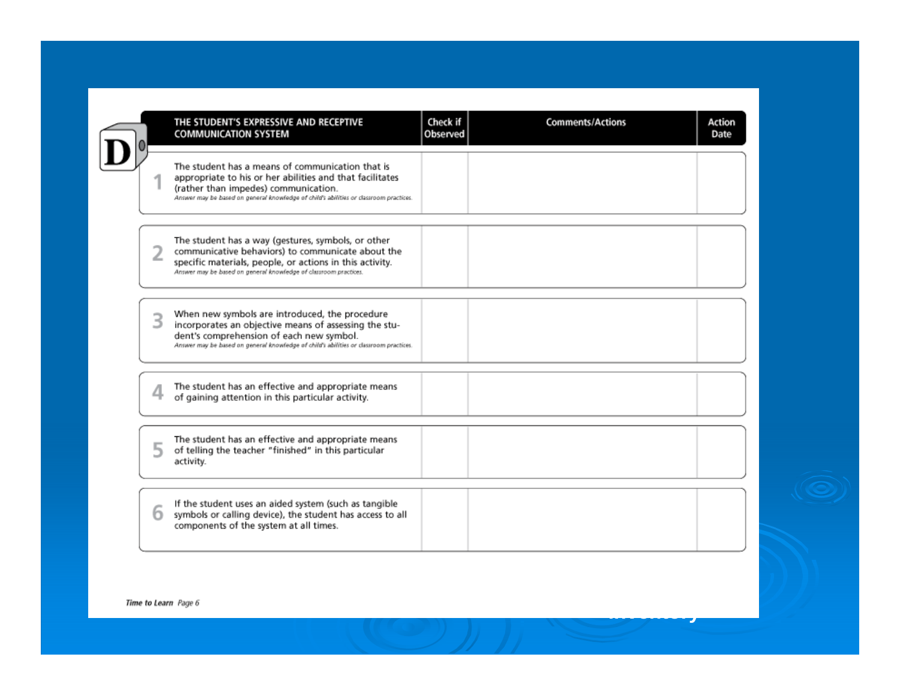# D

| # | THE STUDENT'S EXPRESSIVE AND RECEPTIVE COMMUNICATION SYSTEM | Check if Observed | Comments/Actions | Action Date |
|---|---|---|---|---|
| 1 | The student has a means of communication that is appropriate to his or her abilities and that facilitates (rather than impedes) communication. *Answer may be based on general knowledge of child's abilities or classroom practices.* | | | |
| 2 | The student has a way (gestures, symbols, or other communicative behaviors) to communicate about the specific materials, people, or actions in this activity. *Answer may be based on general knowledge of classroom practices.* | | | |
| 3 | When new symbols are introduced, the procedure incorporates an objective means of assessing the student's comprehension of each new symbol. *Answer may be based on general knowledge of child's abilities or classroom practices.* | | | |
| 4 | The student has an effective and appropriate means of gaining attention in this particular activity. | | | |
| 5 | The student has an effective and appropriate means of telling the teacher "finished" in this particular activity. | | | |
| 6 | If the student uses an aided system (such as tangible symbols or calling device), the student has access to all components of the system at all times. | | | |

*Time to Learn* Page 6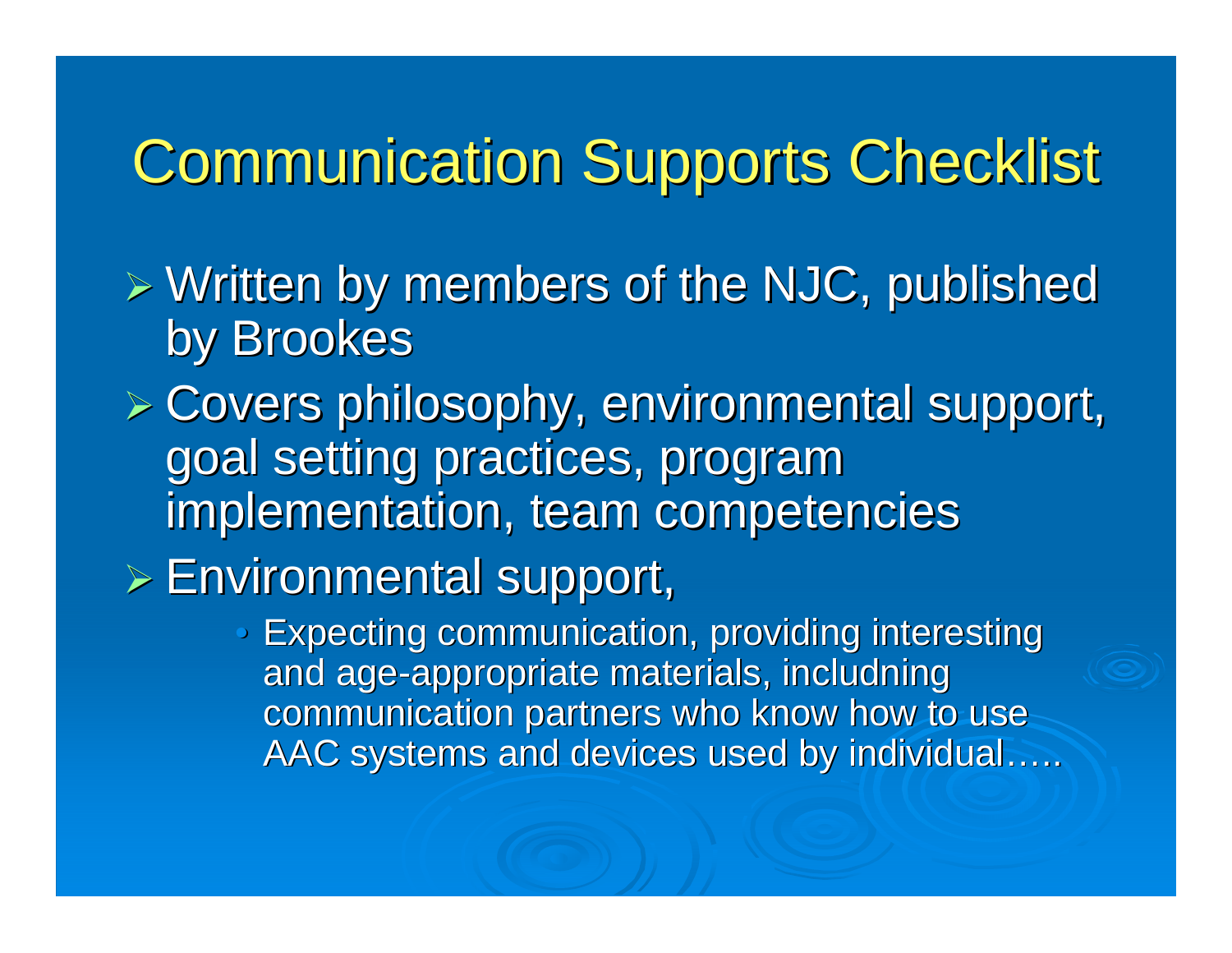# Communication Supports Checklist

- Written by members of the NJC, published by Brookes
- Covers philosophy, environmental support, goal setting practices, program implementation, team competencies
- Environmental support,
  - Expecting communication, providing interesting and age-appropriate materials, includning communication partners who know how to use AAC systems and devices used by individual…..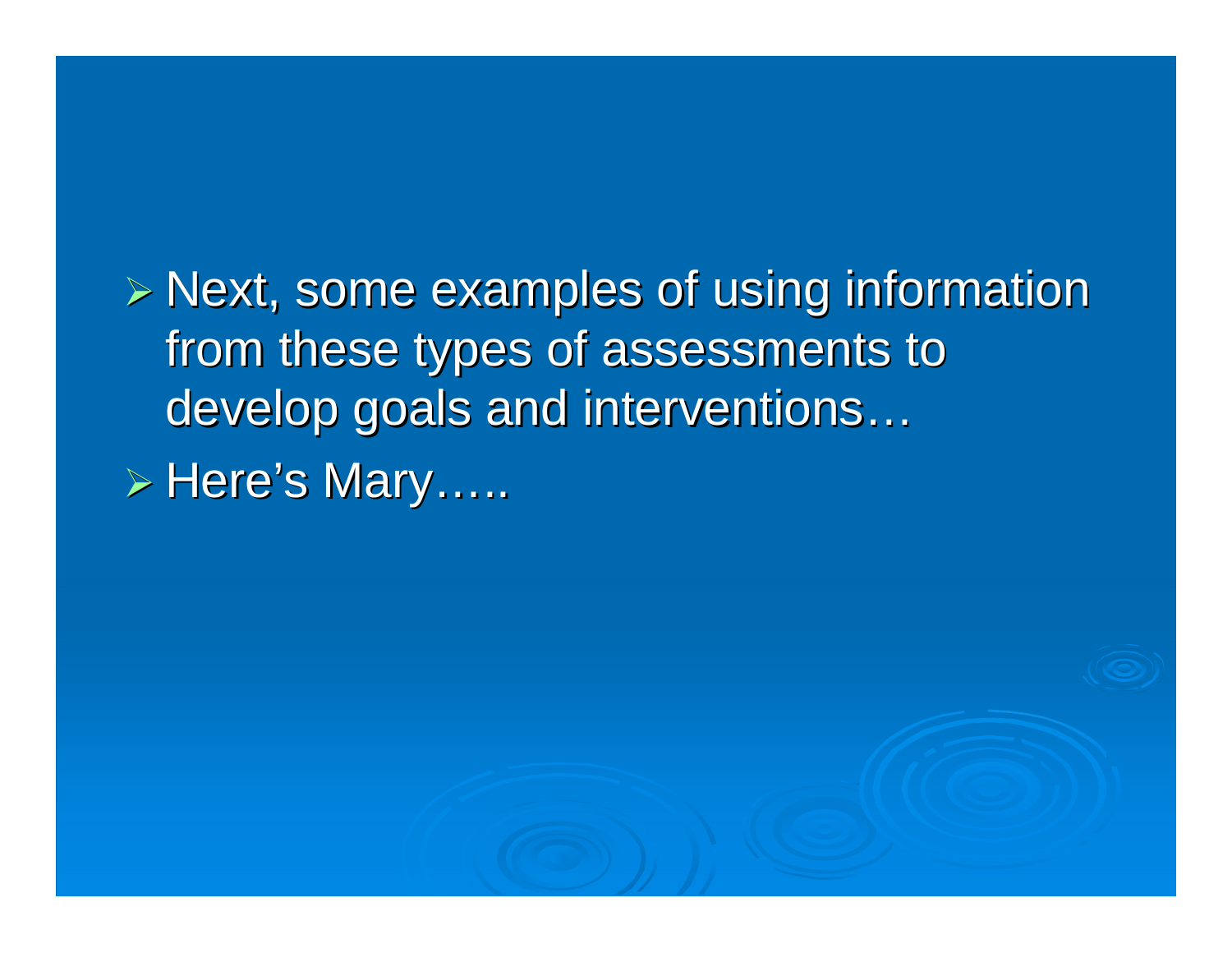- Next, some examples of using information from these types of assessments to develop goals and interventions…
- Here’s Mary…..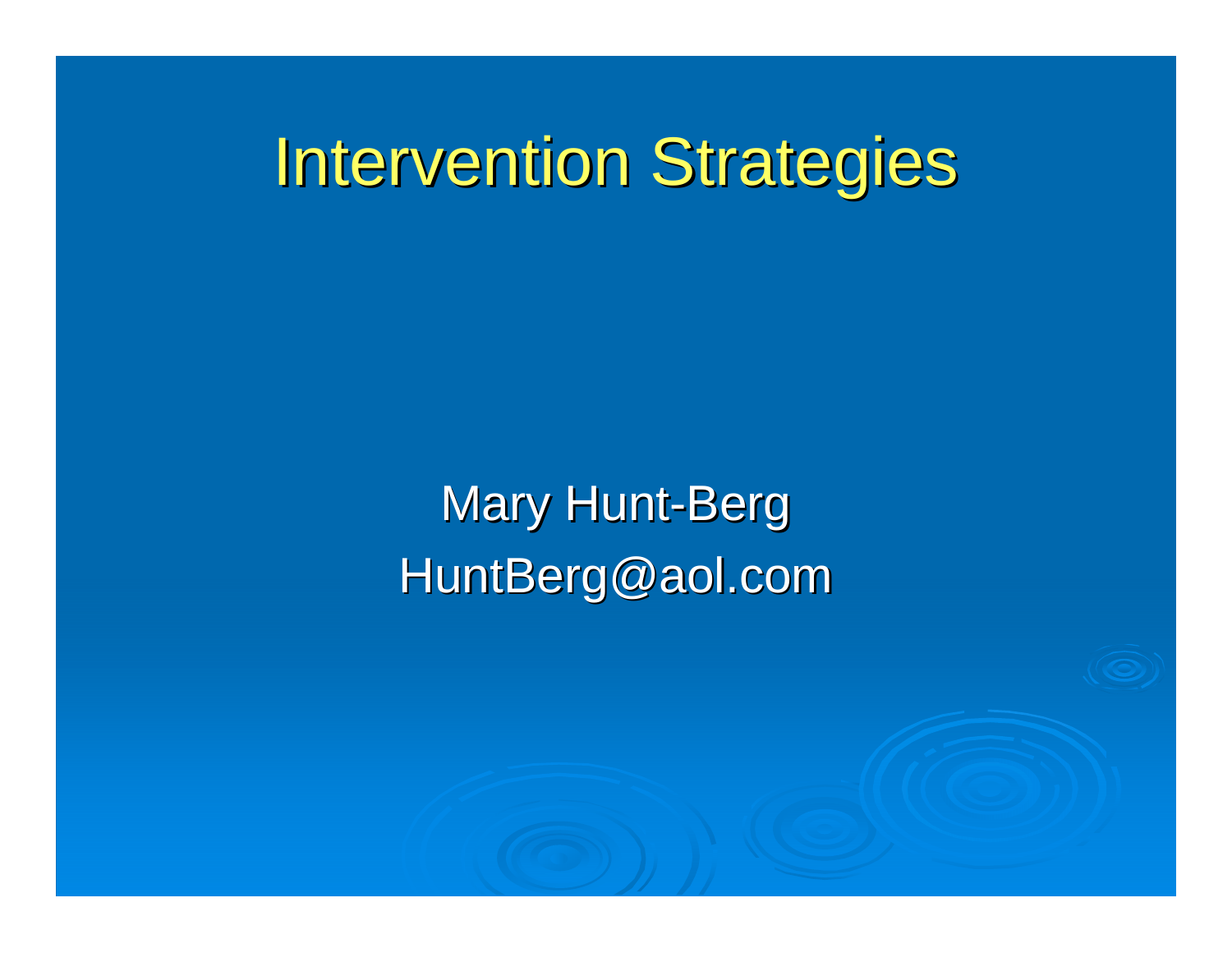# Intervention Strategies

Mary Hunt-Berg

HuntBerg@aol.com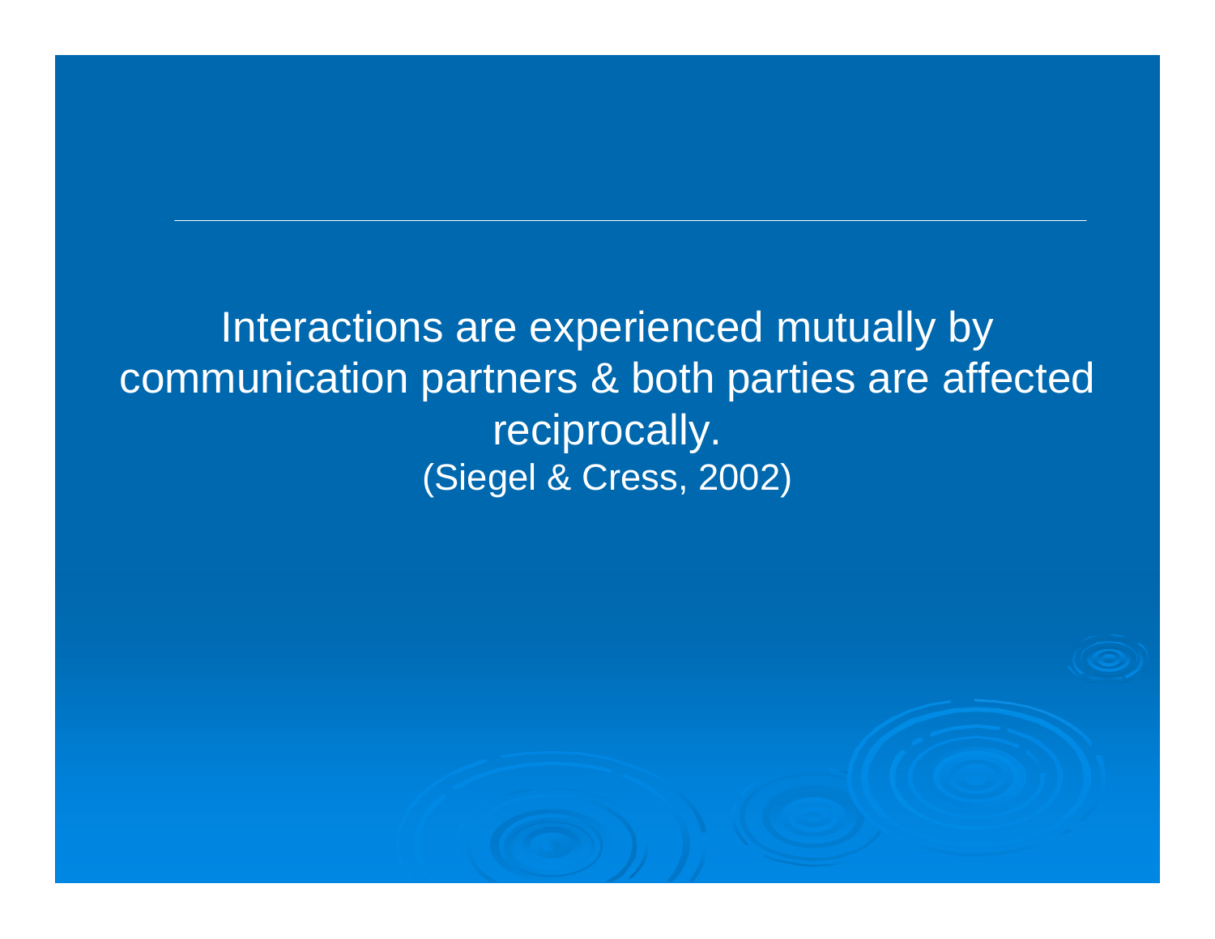Interactions are experienced mutually by communication partners & both parties are affected reciprocally.
(Siegel & Cress, 2002)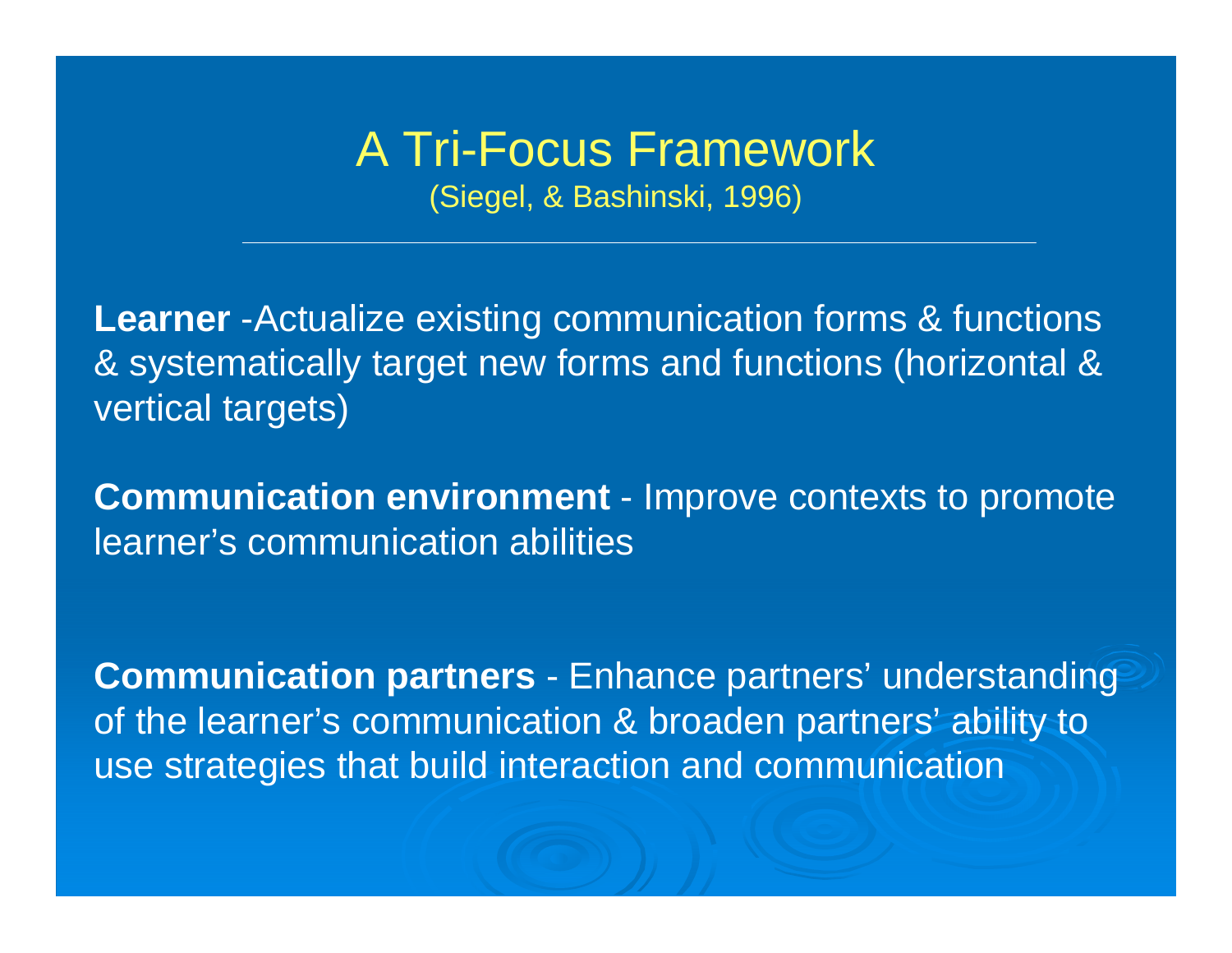# A Tri-Focus Framework

(Siegel, & Bashinski, 1996)

**Learner** -Actualize existing communication forms & functions & systematically target new forms and functions (horizontal & vertical targets)

**Communication environment** - Improve contexts to promote learner's communication abilities

**Communication partners** - Enhance partners' understanding of the learner's communication & broaden partners' ability to use strategies that build interaction and communication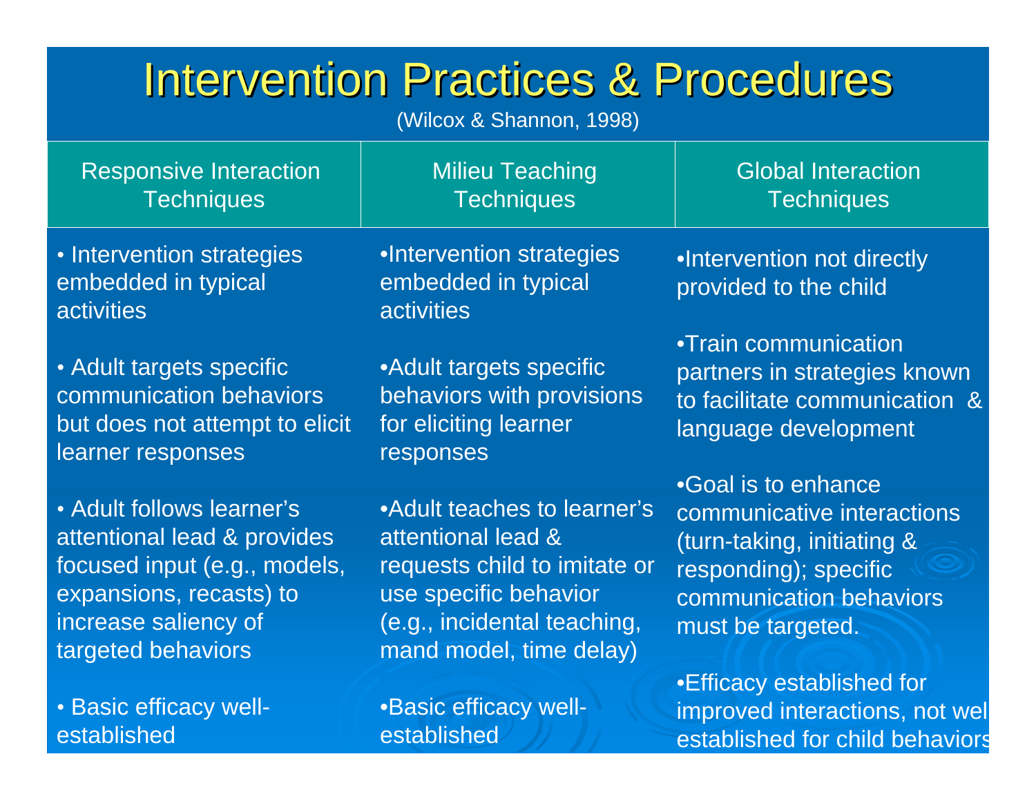# Intervention Practices & Procedures

(Wilcox & Shannon, 1998)

| Responsive Interaction Techniques | Milieu Teaching Techniques | Global Interaction Techniques |
|---|---|---|
| • Intervention strategies embedded in typical activities | • Intervention strategies embedded in typical activities | • Intervention not directly provided to the child |
| • Adult targets specific communication behaviors but does not attempt to elicit learner responses | • Adult targets specific behaviors with provisions for eliciting learner responses | • Train communication partners in strategies known to facilitate communication & language development |
| • Adult follows learner's attentional lead & provides focused input (e.g., models, expansions, recasts) to increase saliency of targeted behaviors | • Adult teaches to learner's attentional lead & requests child to imitate or use specific behavior (e.g., incidental teaching, mand model, time delay) | • Goal is to enhance communicative interactions (turn-taking, initiating & responding); specific communication behaviors must be targeted. |
| • Basic efficacy well-established | • Basic efficacy well-established | • Efficacy established for improved interactions, not well established for child behaviors |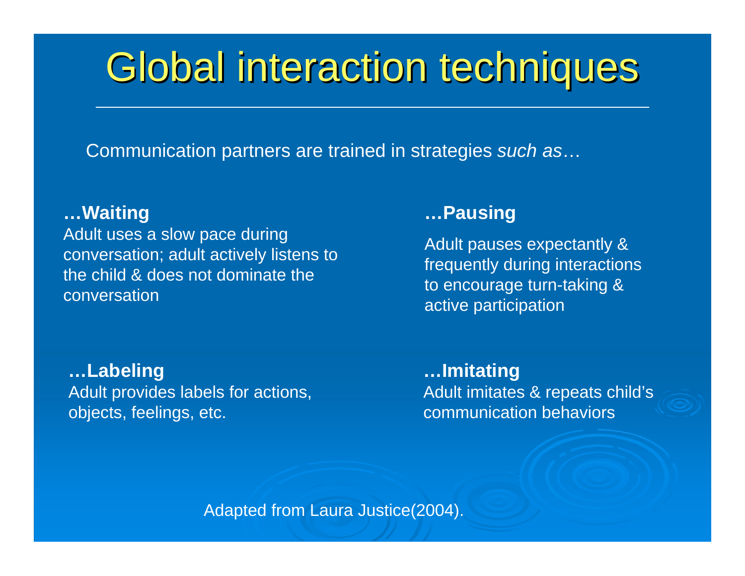# Global interaction techniques

Communication partners are trained in strategies *such as*…

**…Waiting**
Adult uses a slow pace during conversation; adult actively listens to the child & does not dominate the conversation

**…Pausing**
Adult pauses expectantly & frequently during interactions to encourage turn-taking & active participation

**…Labeling**
Adult provides labels for actions, objects, feelings, etc.

**…Imitating**
Adult imitates & repeats child's communication behaviors

Adapted from Laura Justice(2004).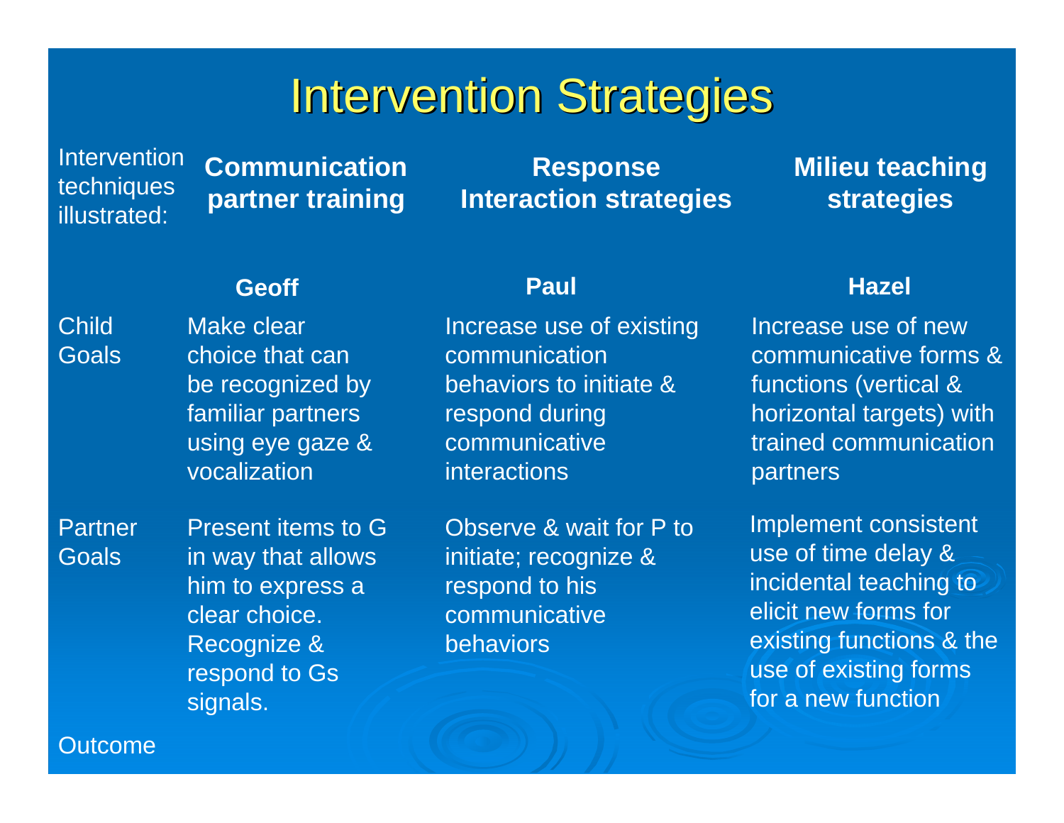# Intervention Strategies

| Intervention techniques illustrated: | **Communication partner training** | **Response Interaction strategies** | **Milieu teaching strategies** |
|---|---|---|---|
| | **Geoff** | **Paul** | **Hazel** |
| Child Goals | Make clear choice that can be recognized by familiar partners using eye gaze & vocalization | Increase use of existing communication behaviors to initiate & respond during communicative interactions | Increase use of new communicative forms & functions (vertical & horizontal targets) with trained communication partners |
| Partner Goals | Present items to G in way that allows him to express a clear choice. Recognize & respond to Gs signals. | Observe & wait for P to initiate; recognize & respond to his communicative behaviors | Implement consistent use of time delay & incidental teaching to elicit new forms for existing functions & the use of existing forms for a new function |
| Outcome | | | |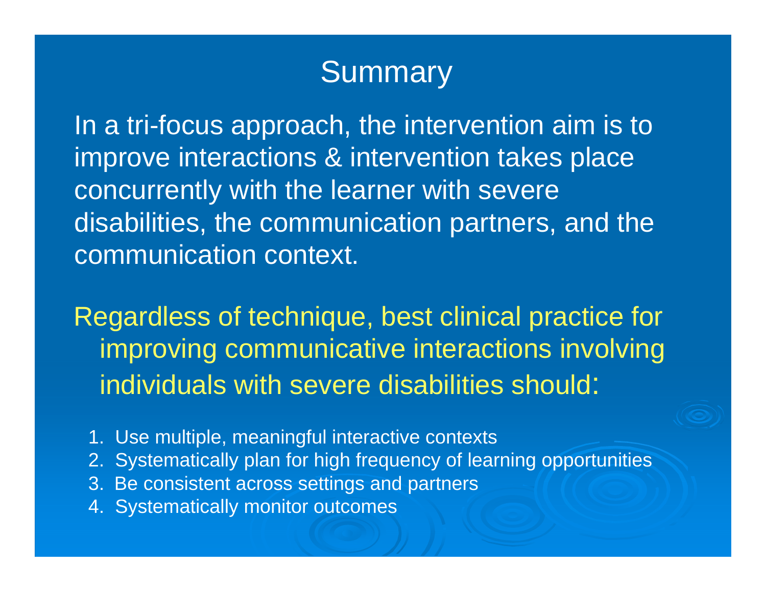# Summary

In a tri-focus approach, the intervention aim is to improve interactions & intervention takes place concurrently with the learner with severe disabilities, the communication partners, and the communication context.

Regardless of technique, best clinical practice for improving communicative interactions involving individuals with severe disabilities should:

1. Use multiple, meaningful interactive contexts
2. Systematically plan for high frequency of learning opportunities
3. Be consistent across settings and partners
4. Systematically monitor outcomes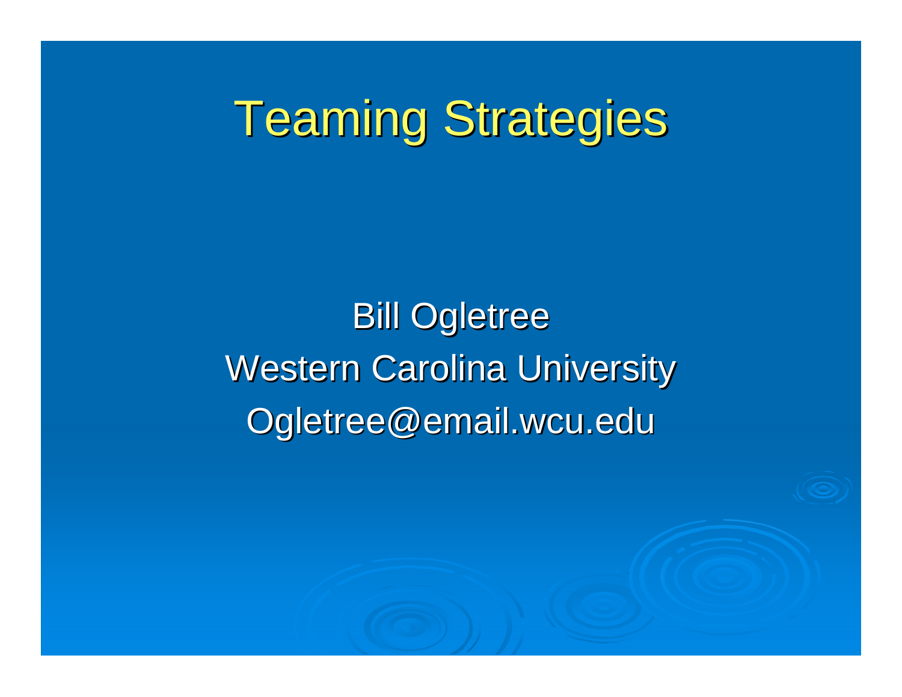# Teaming Strategies

Bill Ogletree

Western Carolina University

Ogletree@email.wcu.edu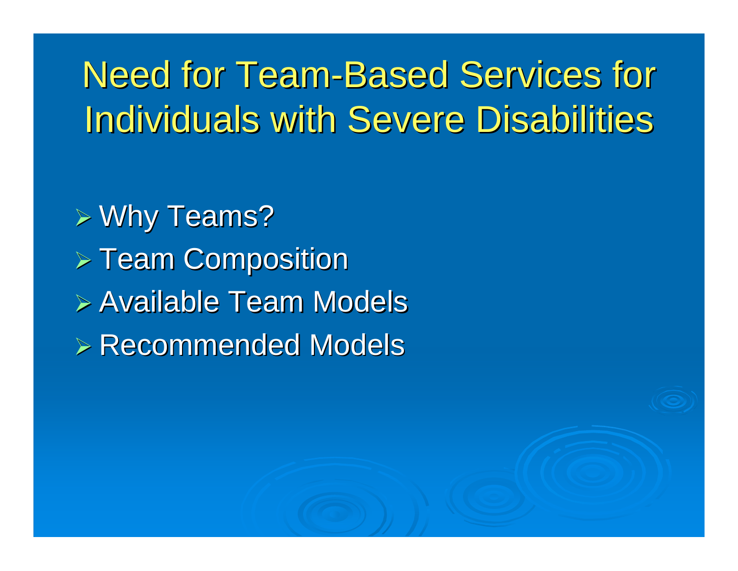# Need for Team-Based Services for Individuals with Severe Disabilities

- Why Teams?
- Team Composition
- Available Team Models
- Recommended Models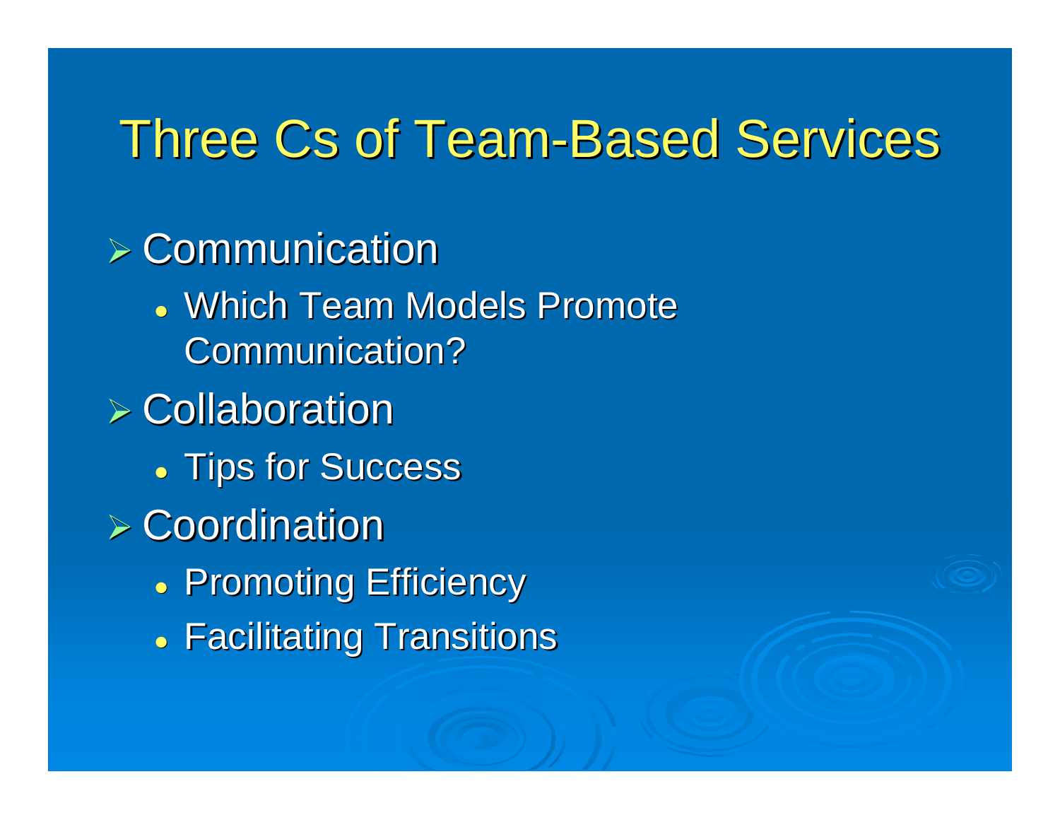# Three Cs of Team-Based Services

- Communication
  - Which Team Models Promote Communication?
- Collaboration
  - Tips for Success
- Coordination
  - Promoting Efficiency
  - Facilitating Transitions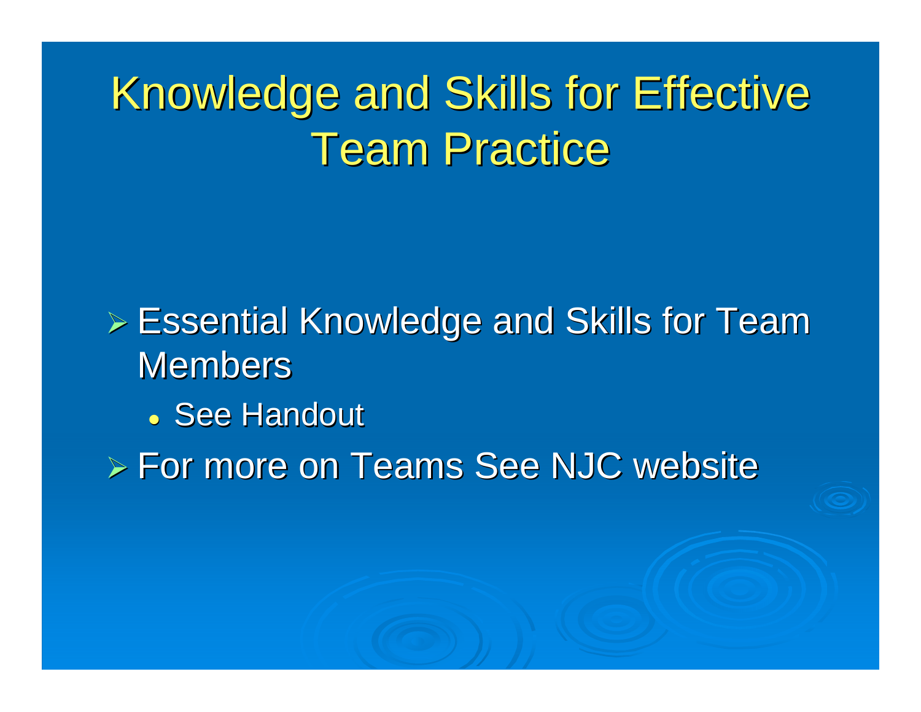# Knowledge and Skills for Effective Team Practice

- Essential Knowledge and Skills for Team Members
  - See Handout
- For more on Teams See NJC website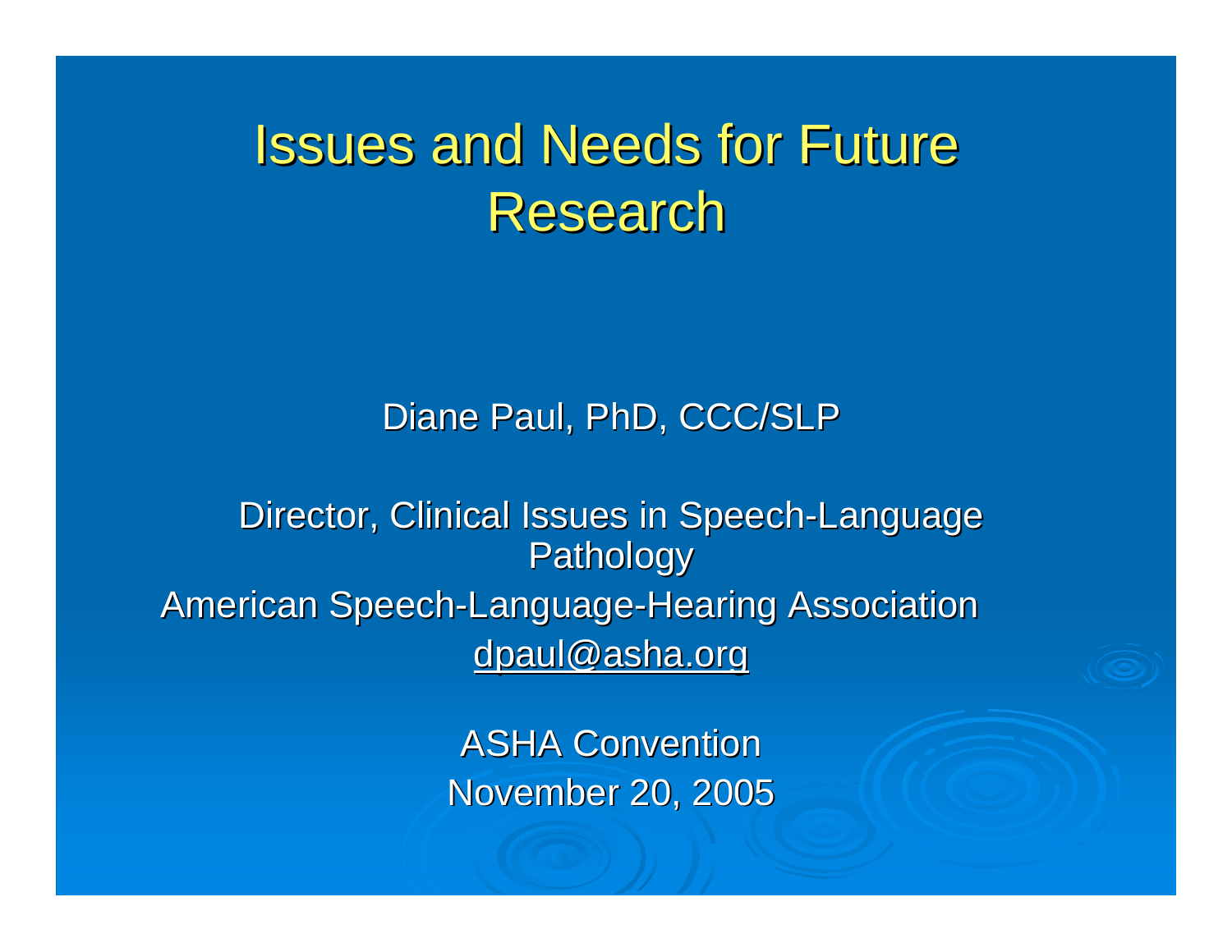# Issues and Needs for Future Research

Diane Paul, PhD, CCC/SLP

Director, Clinical Issues in Speech-Language Pathology

American Speech-Language-Hearing Association

dpaul@asha.org

ASHA Convention

November 20, 2005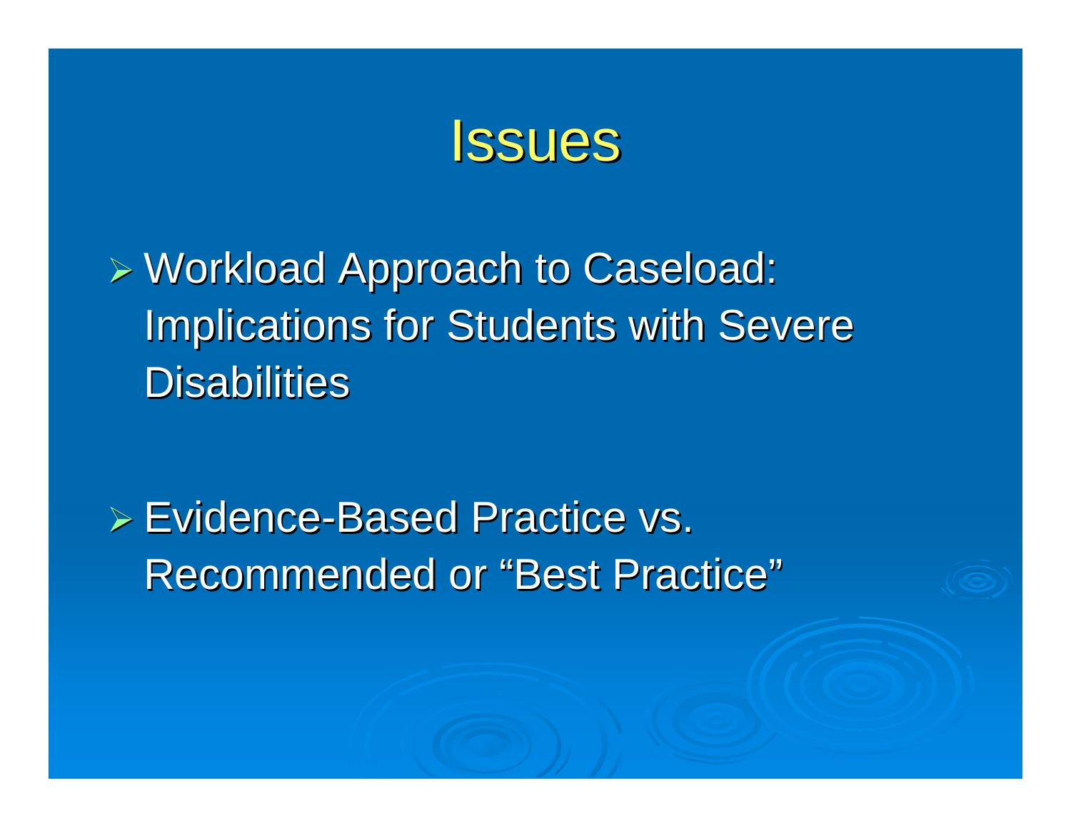# Issues

- Workload Approach to Caseload: Implications for Students with Severe Disabilities

- Evidence-Based Practice vs. Recommended or "Best Practice"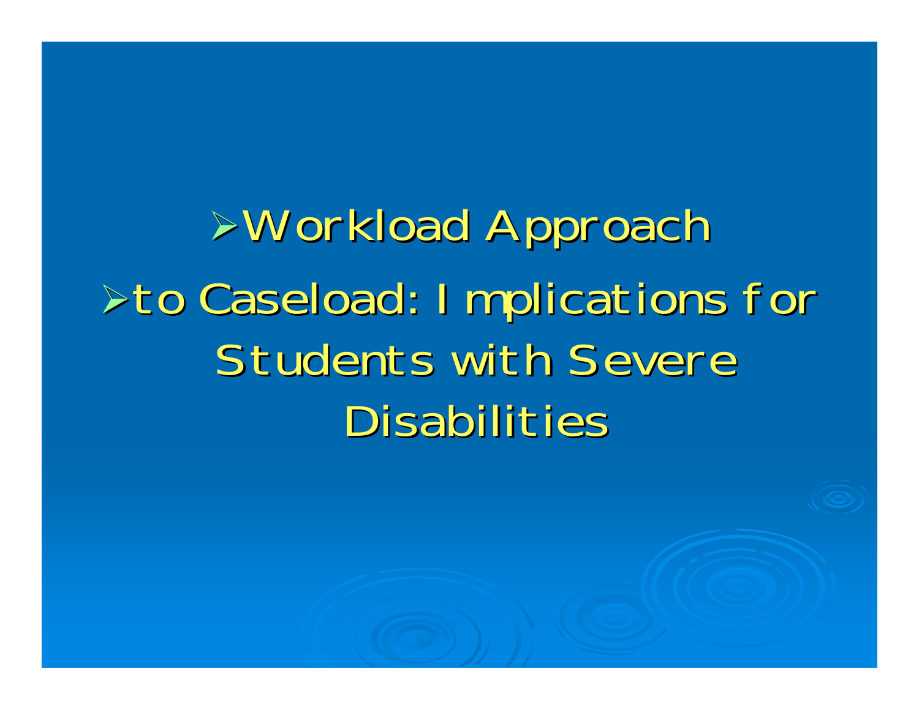- Workload Approach
- to Caseload: Implications for Students with Severe Disabilities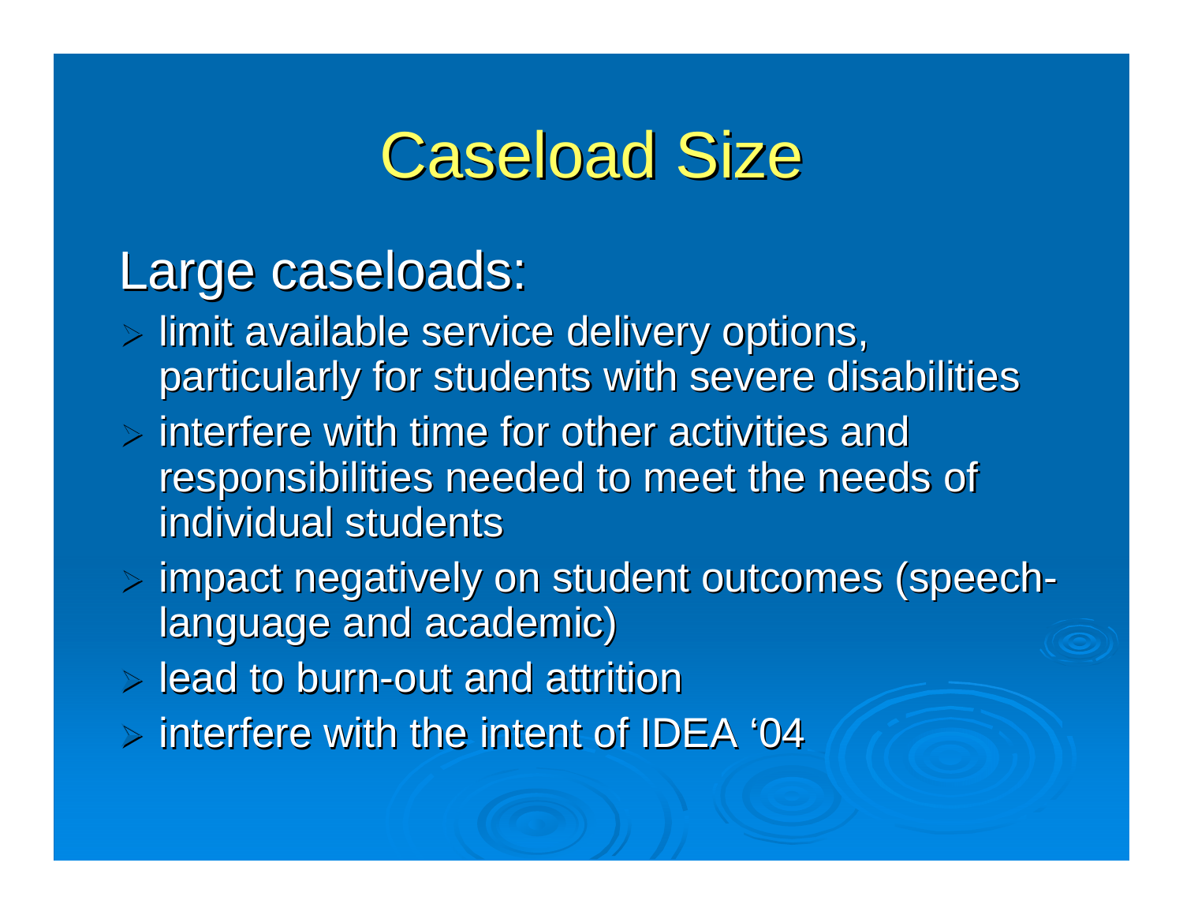# Caseload Size

Large caseloads:

- limit available service delivery options, particularly for students with severe disabilities
- interfere with time for other activities and responsibilities needed to meet the needs of individual students
- impact negatively on student outcomes (speech-language and academic)
- lead to burn-out and attrition
- interfere with the intent of IDEA '04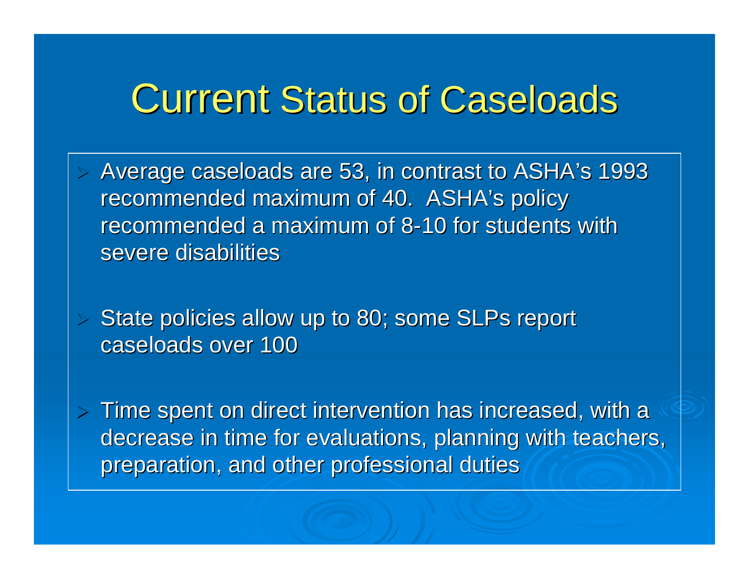# Current Status of Caseloads

- Average caseloads are 53, in contrast to ASHA's 1993 recommended maximum of 40. ASHA's policy recommended a maximum of 8-10 for students with severe disabilities

- State policies allow up to 80; some SLPs report caseloads over 100

- Time spent on direct intervention has increased, with a decrease in time for evaluations, planning with teachers, preparation, and other professional duties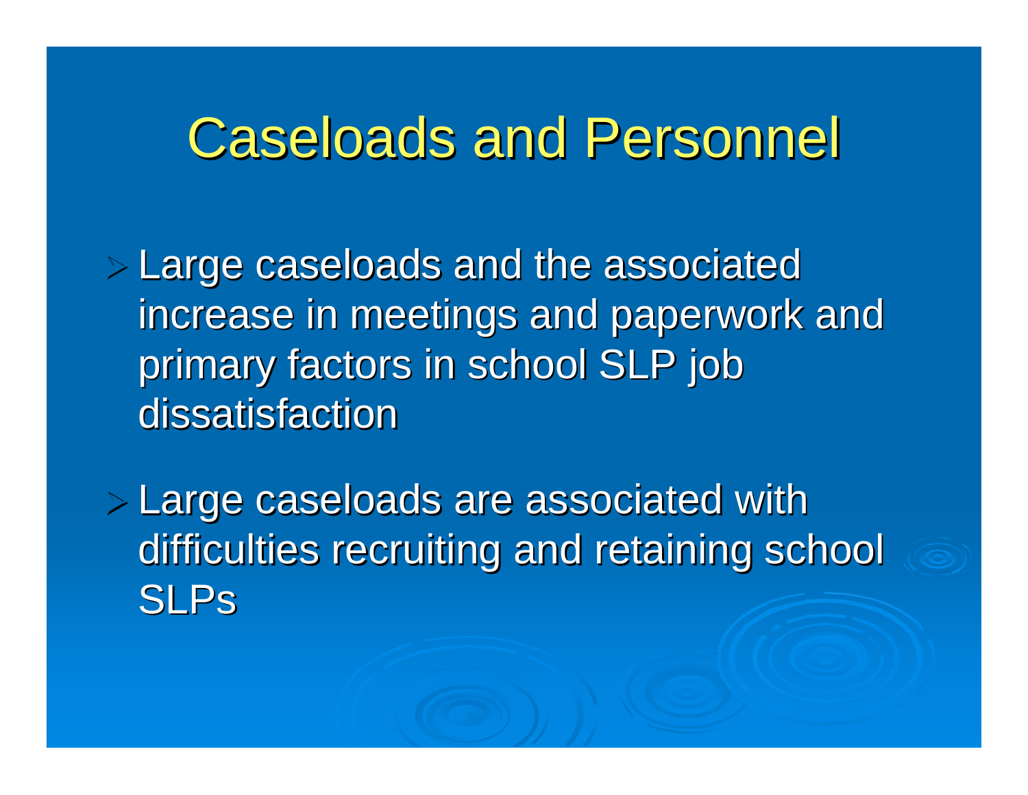# Caseloads and Personnel

- Large caseloads and the associated increase in meetings and paperwork and primary factors in school SLP job dissatisfaction
- Large caseloads are associated with difficulties recruiting and retaining school SLPs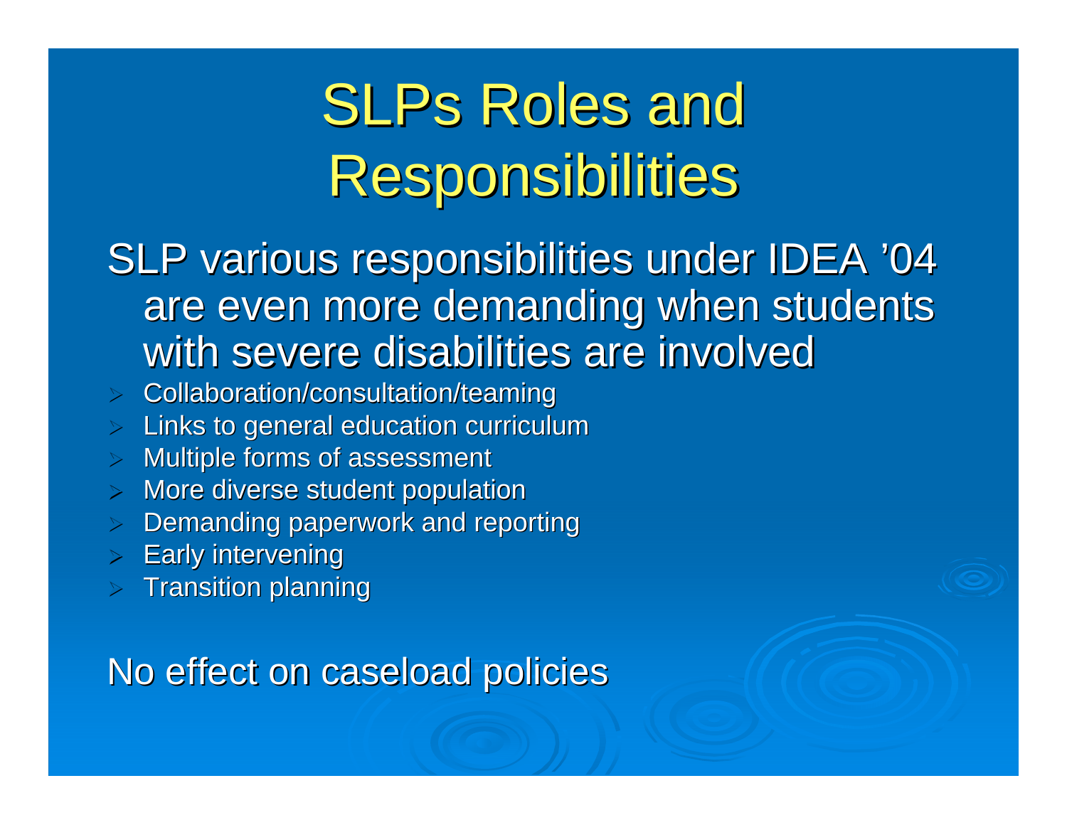# SLPs Roles and Responsibilities

SLP various responsibilities under IDEA '04 are even more demanding when students with severe disabilities are involved

- Collaboration/consultation/teaming
- Links to general education curriculum
- Multiple forms of assessment
- More diverse student population
- Demanding paperwork and reporting
- Early intervening
- Transition planning

No effect on caseload policies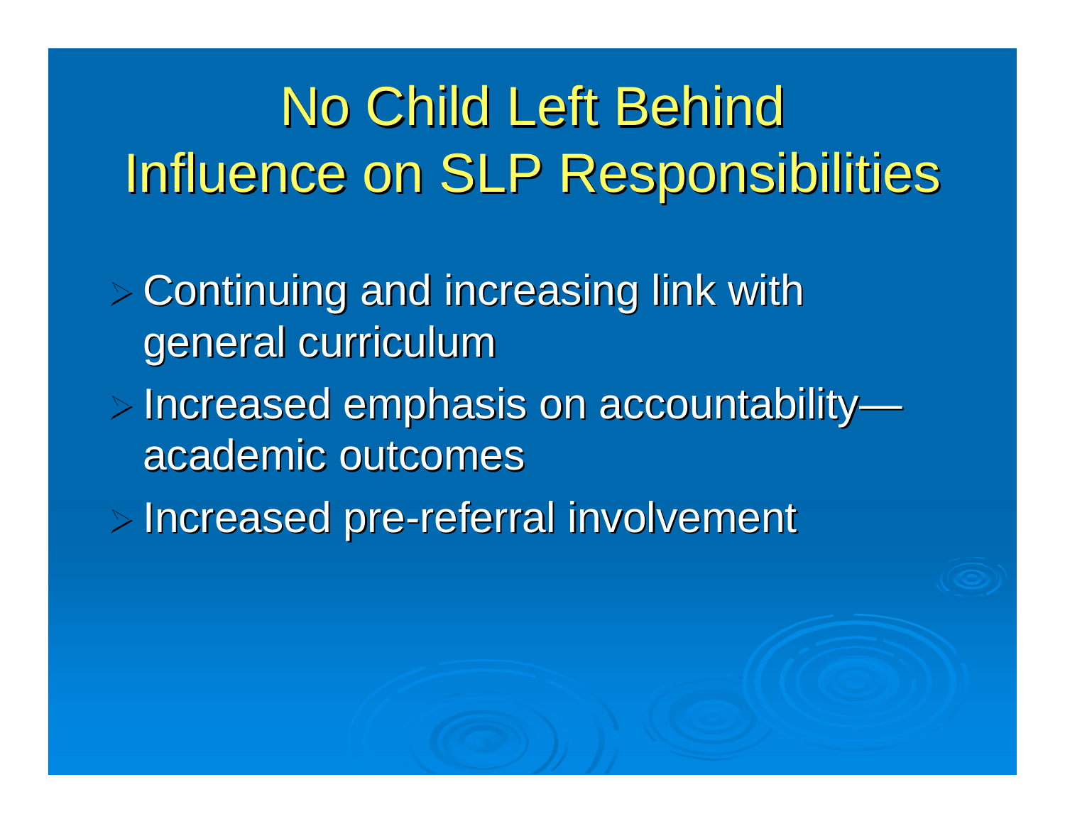# No Child Left Behind Influence on SLP Responsibilities

- Continuing and increasing link with general curriculum
- Increased emphasis on accountability—academic outcomes
- Increased pre-referral involvement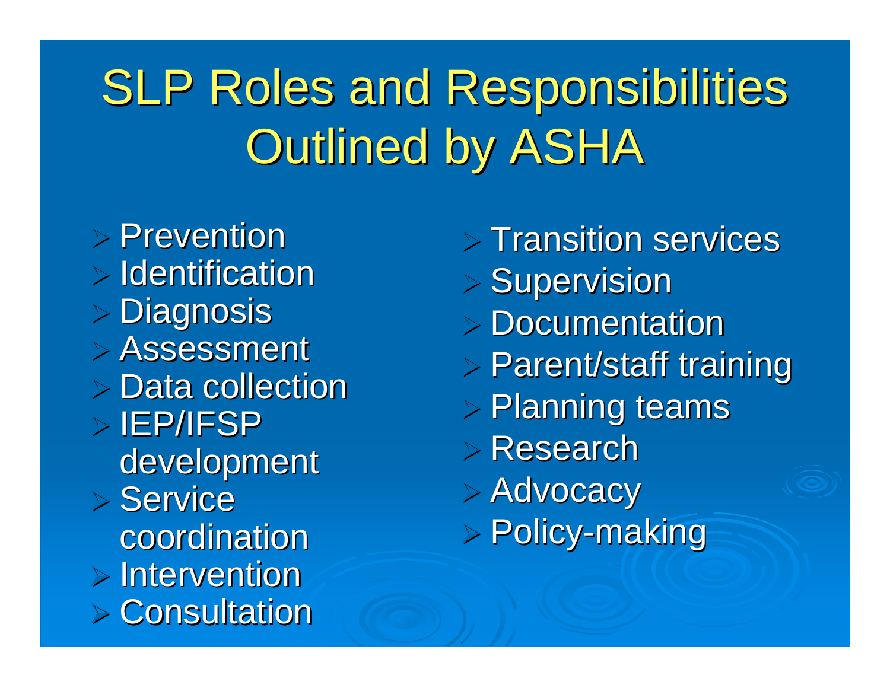# SLP Roles and Responsibilities Outlined by ASHA

- Prevention
- Identification
- Diagnosis
- Assessment
- Data collection
- IEP/IFSP development
- Service coordination
- Intervention
- Consultation
- Transition services
- Supervision
- Documentation
- Parent/staff training
- Planning teams
- Research
- Advocacy
- Policy-making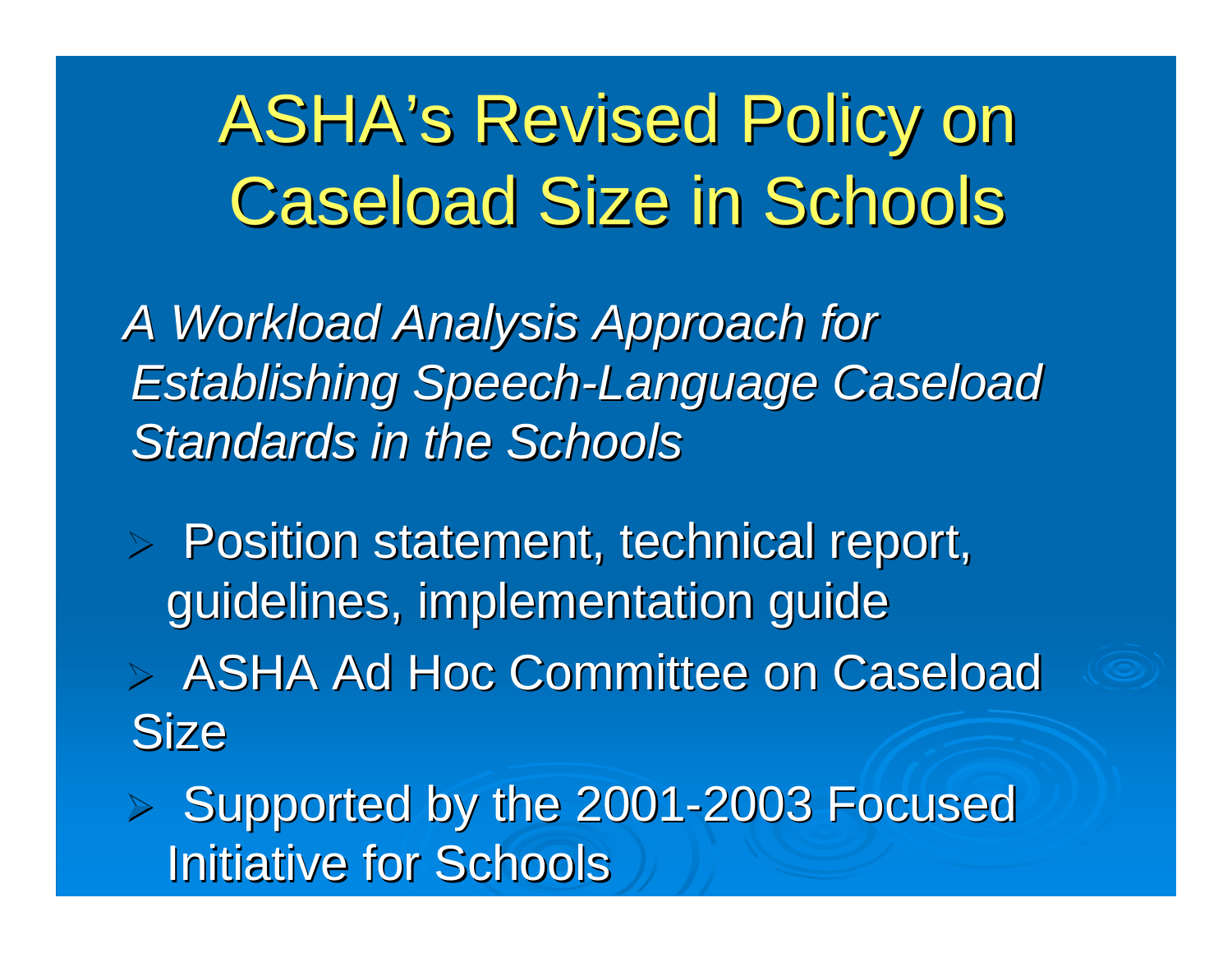# ASHA's Revised Policy on Caseload Size in Schools

*A Workload Analysis Approach for Establishing Speech-Language Caseload Standards in the Schools*

- Position statement, technical report, guidelines, implementation guide
- ASHA Ad Hoc Committee on Caseload Size
- Supported by the 2001-2003 Focused Initiative for Schools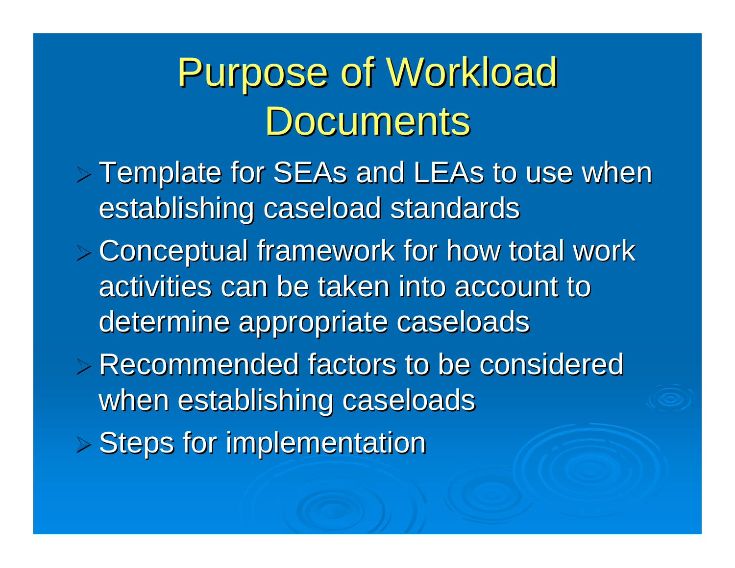# Purpose of Workload Documents

- Template for SEAs and LEAs to use when establishing caseload standards
- Conceptual framework for how total work activities can be taken into account to determine appropriate caseloads
- Recommended factors to be considered when establishing caseloads
- Steps for implementation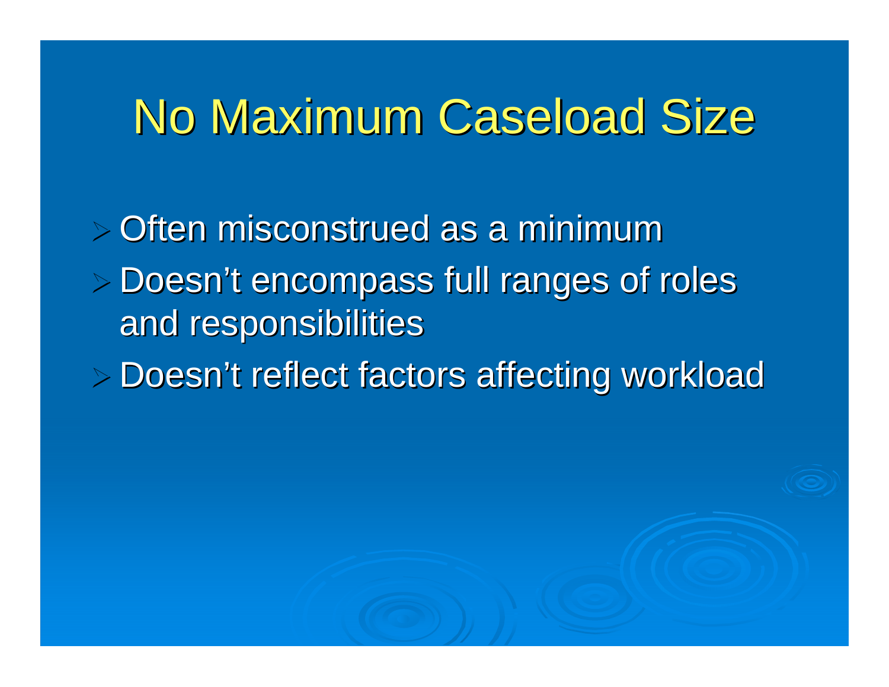# No Maximum Caseload Size

- Often misconstrued as a minimum
- Doesn't encompass full ranges of roles and responsibilities
- Doesn't reflect factors affecting workload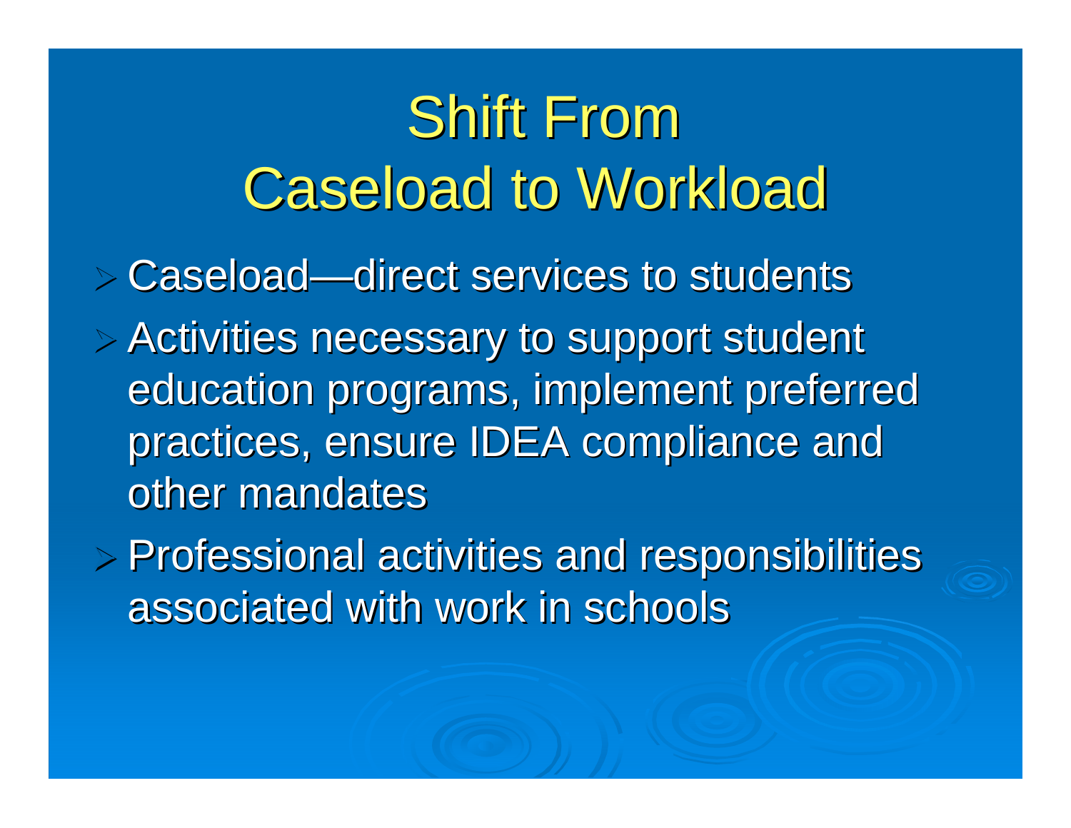# Shift From Caseload to Workload

- Caseload—direct services to students
- Activities necessary to support student education programs, implement preferred practices, ensure IDEA compliance and other mandates
- Professional activities and responsibilities associated with work in schools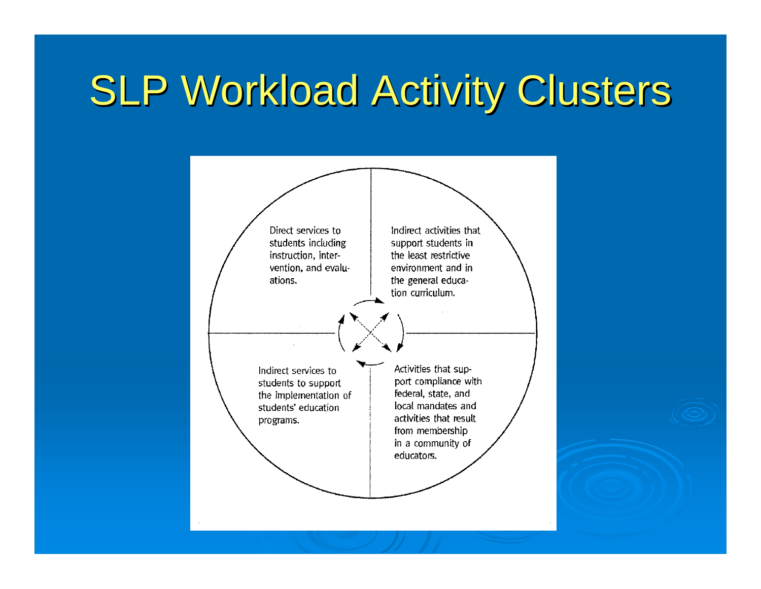# SLP Workload Activity Clusters

Direct services to students including instruction, intervention, and evaluations.

Indirect activities that support students in the least restrictive environment and in the general education curriculum.

Indirect services to students to support the implementation of students' education programs.

Activities that support compliance with federal, state, and local mandates and activities that result from membership in a community of educators.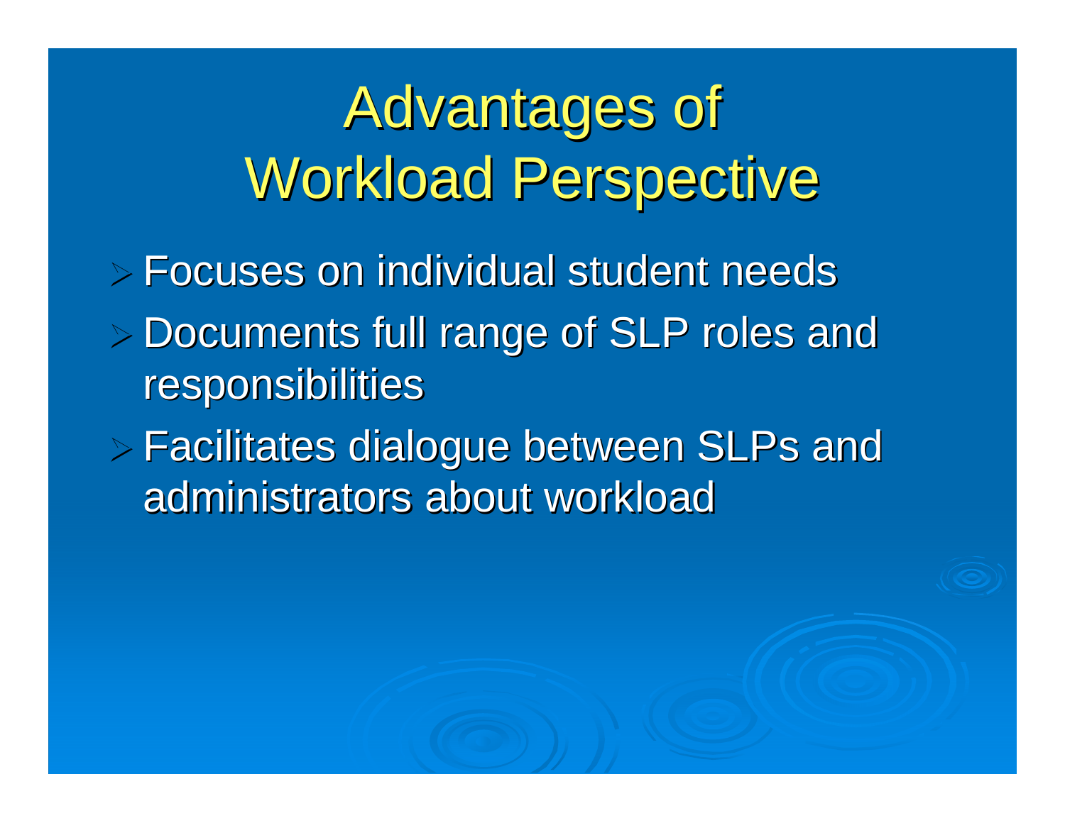# Advantages of Workload Perspective

- Focuses on individual student needs
- Documents full range of SLP roles and responsibilities
- Facilitates dialogue between SLPs and administrators about workload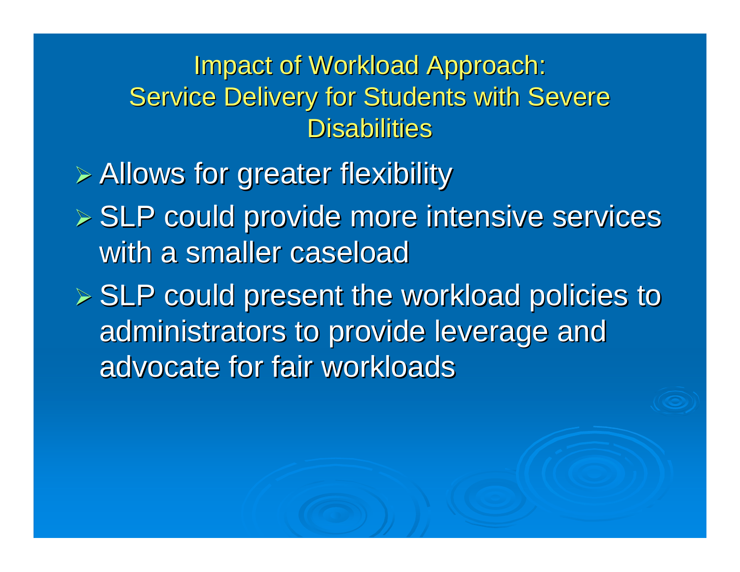## Impact of Workload Approach: Service Delivery for Students with Severe Disabilities

- Allows for greater flexibility
- SLP could provide more intensive services with a smaller caseload
- SLP could present the workload policies to administrators to provide leverage and advocate for fair workloads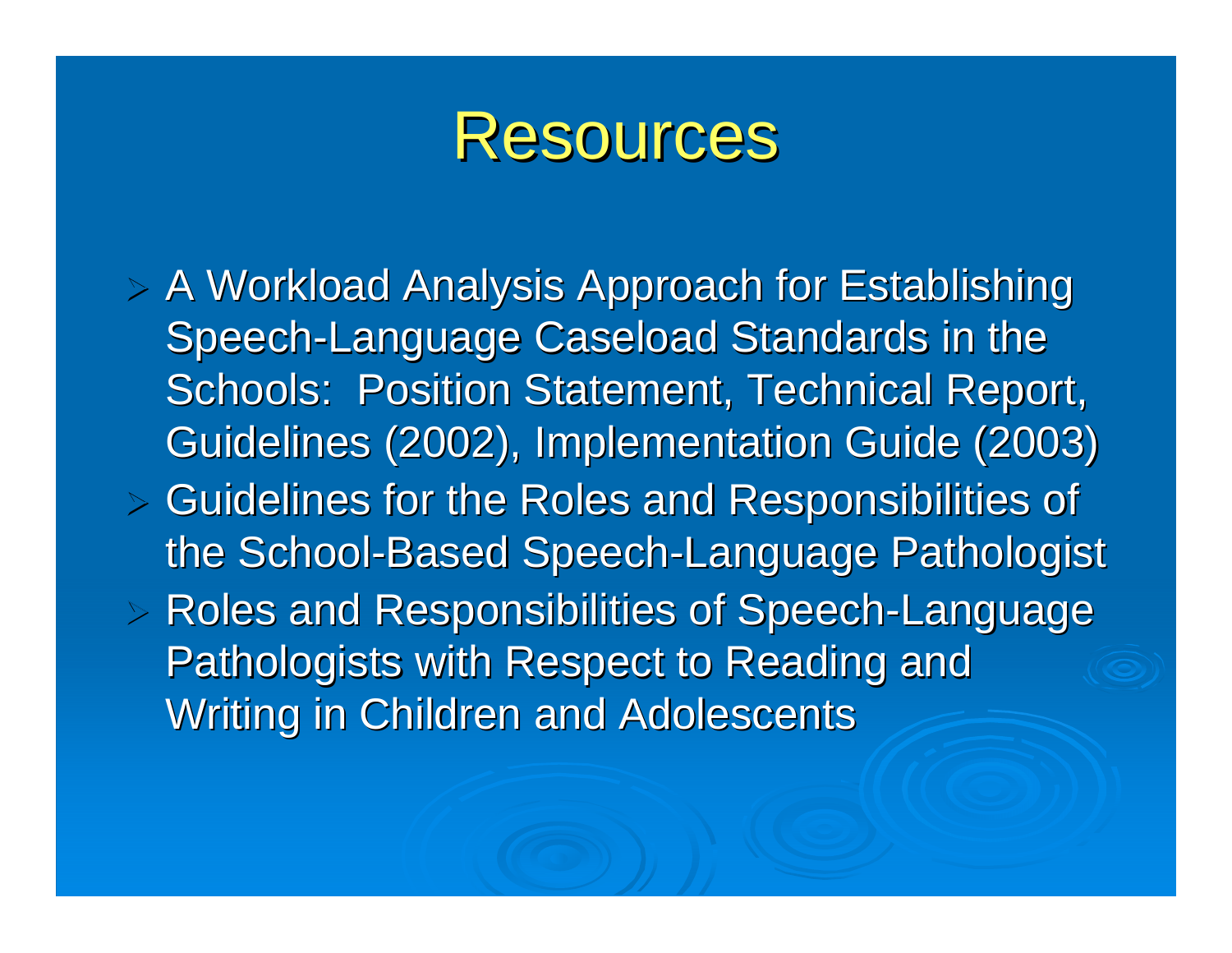# Resources

- A Workload Analysis Approach for Establishing Speech-Language Caseload Standards in the Schools: Position Statement, Technical Report, Guidelines (2002), Implementation Guide (2003)
- Guidelines for the Roles and Responsibilities of the School-Based Speech-Language Pathologist
- Roles and Responsibilities of Speech-Language Pathologists with Respect to Reading and Writing in Children and Adolescents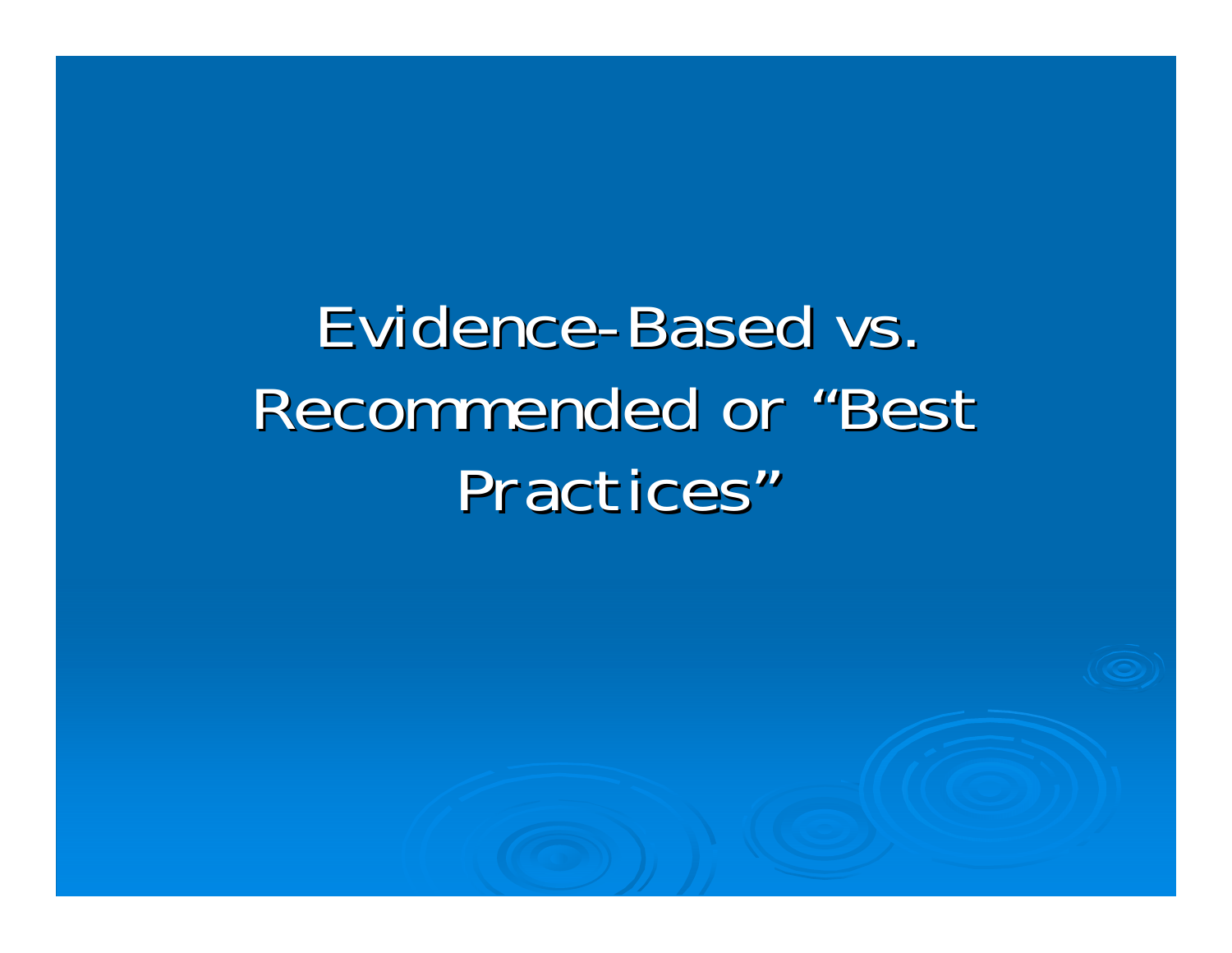# Evidence-Based vs. Recommended or "Best Practices"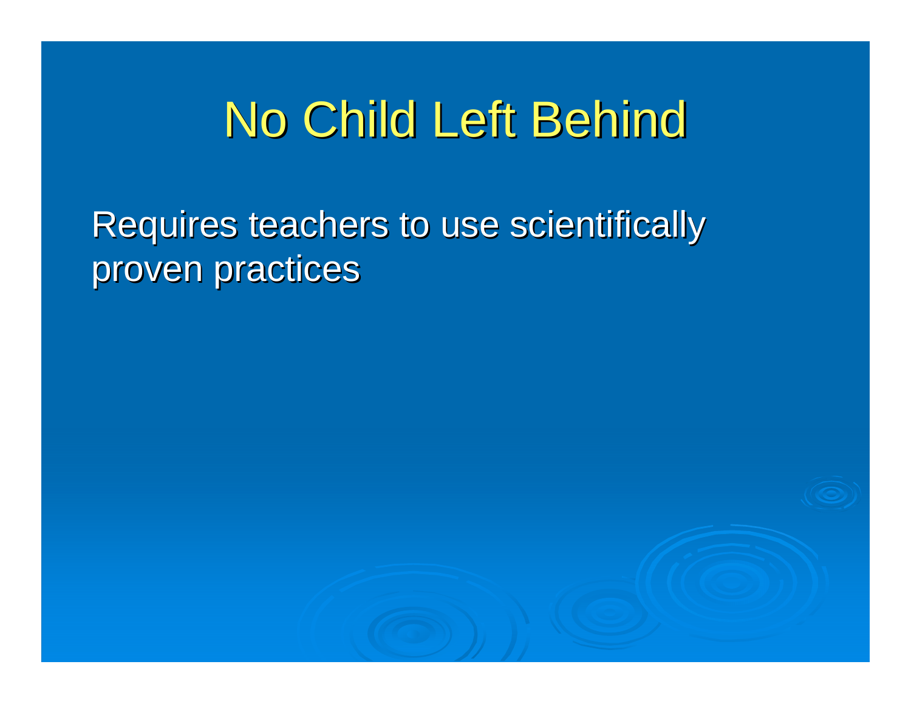# No Child Left Behind

Requires teachers to use scientifically proven practices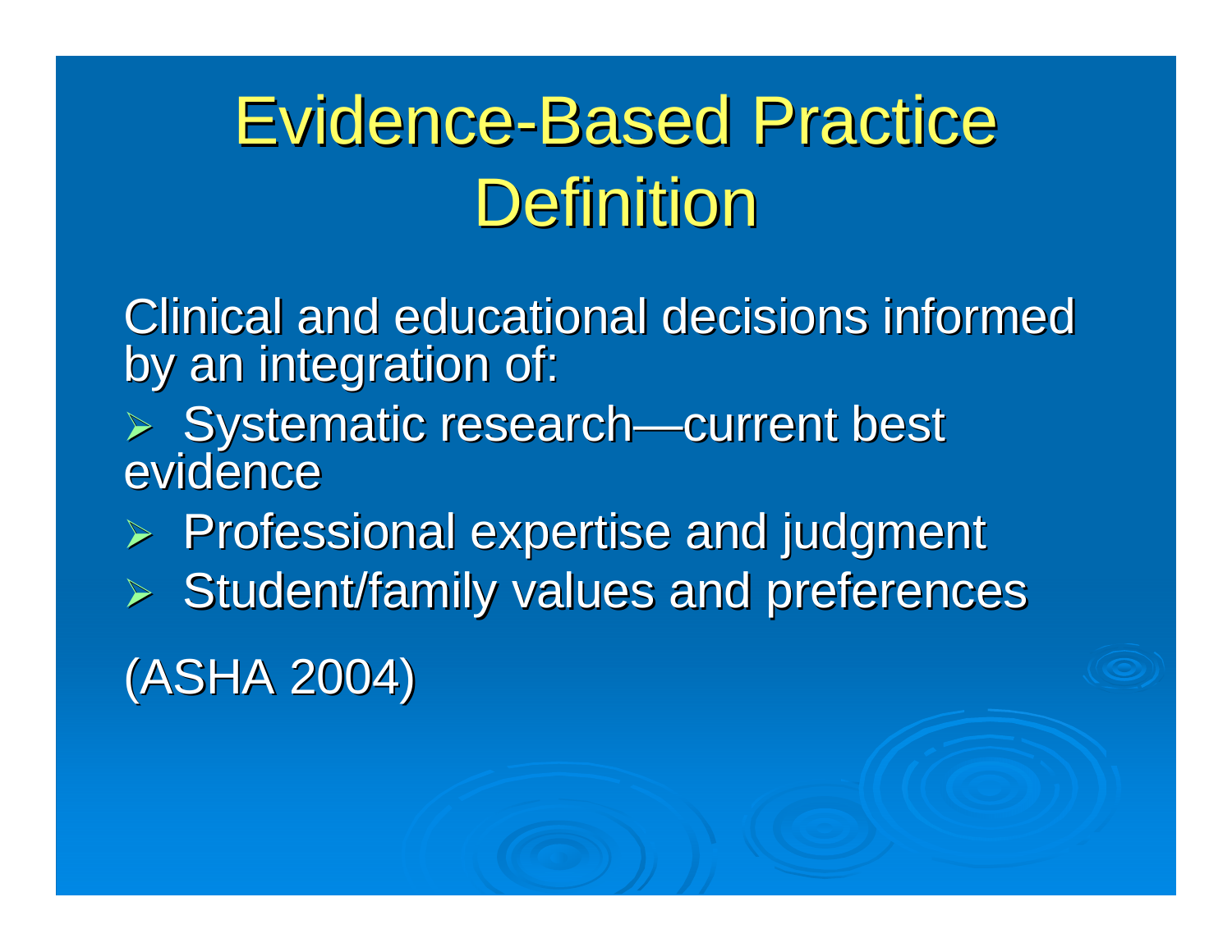# Evidence-Based Practice Definition

Clinical and educational decisions informed by an integration of:

- Systematic research—current best evidence
- Professional expertise and judgment
- Student/family values and preferences

(ASHA 2004)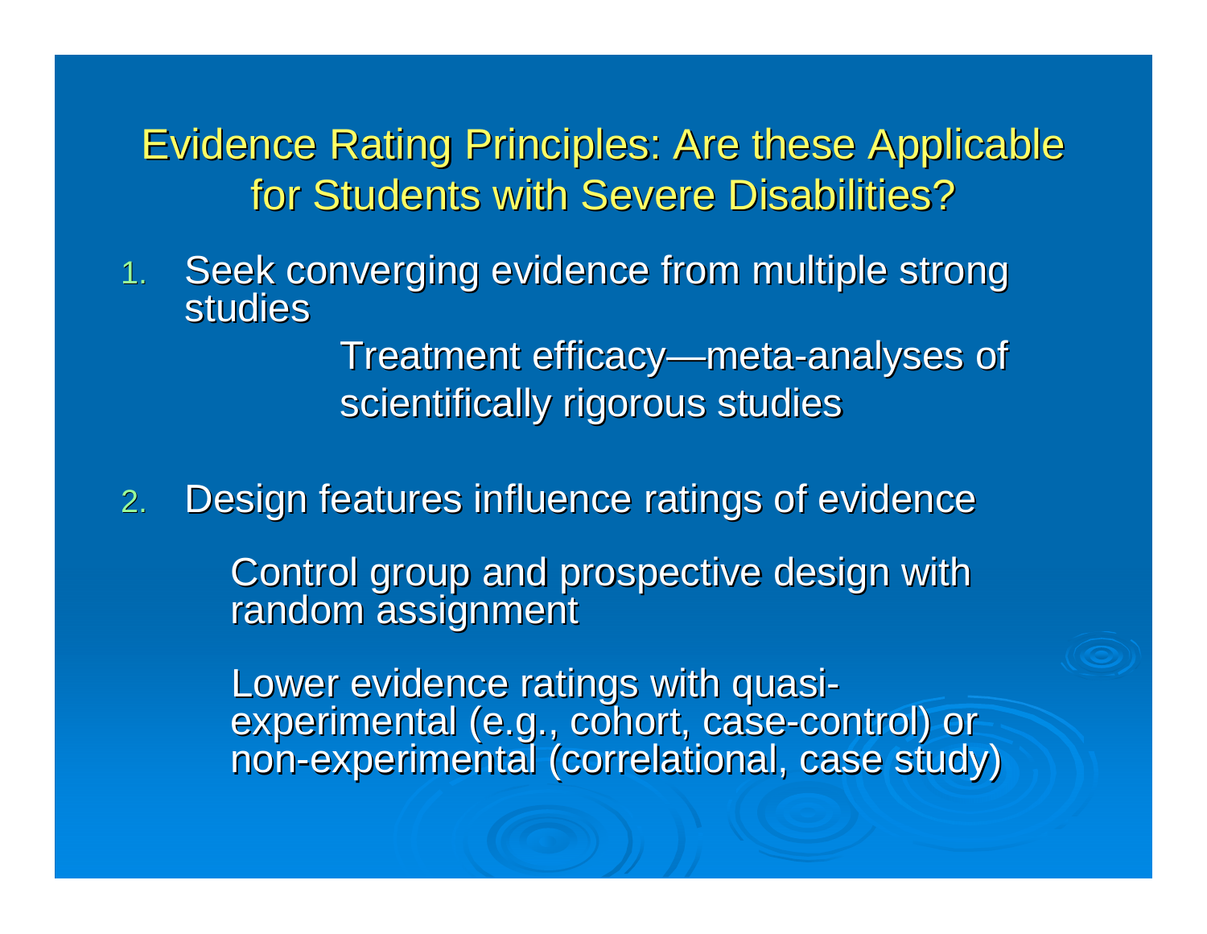# Evidence Rating Principles: Are these Applicable for Students with Severe Disabilities?

1. Seek converging evidence from multiple strong studies

   Treatment efficacy—meta-analyses of scientifically rigorous studies

2. Design features influence ratings of evidence

   Control group and prospective design with random assignment

   Lower evidence ratings with quasi-experimental (e.g., cohort, case-control) or non-experimental (correlational, case study)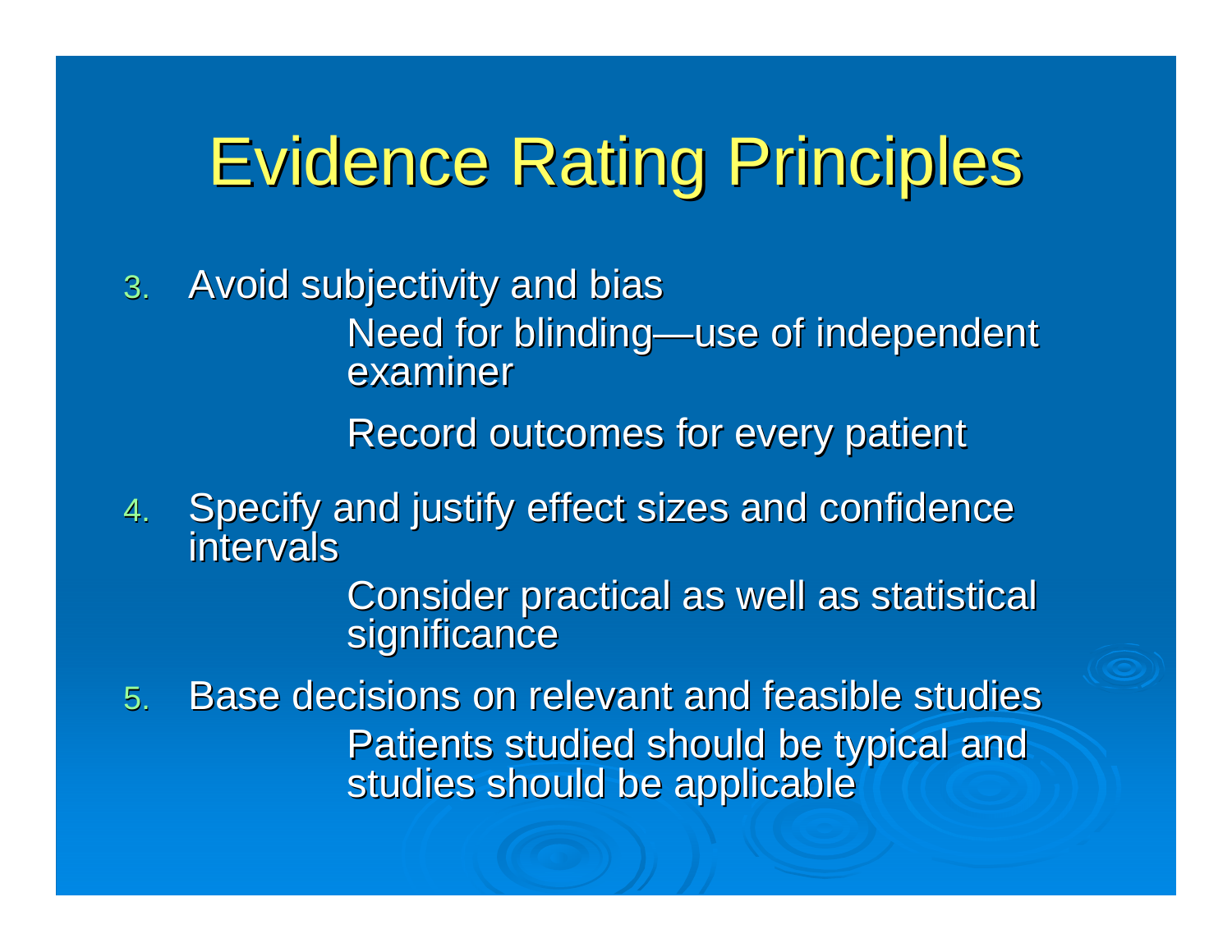# Evidence Rating Principles

3. Avoid subjectivity and bias
   - Need for blinding—use of independent examiner
   - Record outcomes for every patient
4. Specify and justify effect sizes and confidence intervals
   - Consider practical as well as statistical significance
5. Base decisions on relevant and feasible studies
   - Patients studied should be typical and studies should be applicable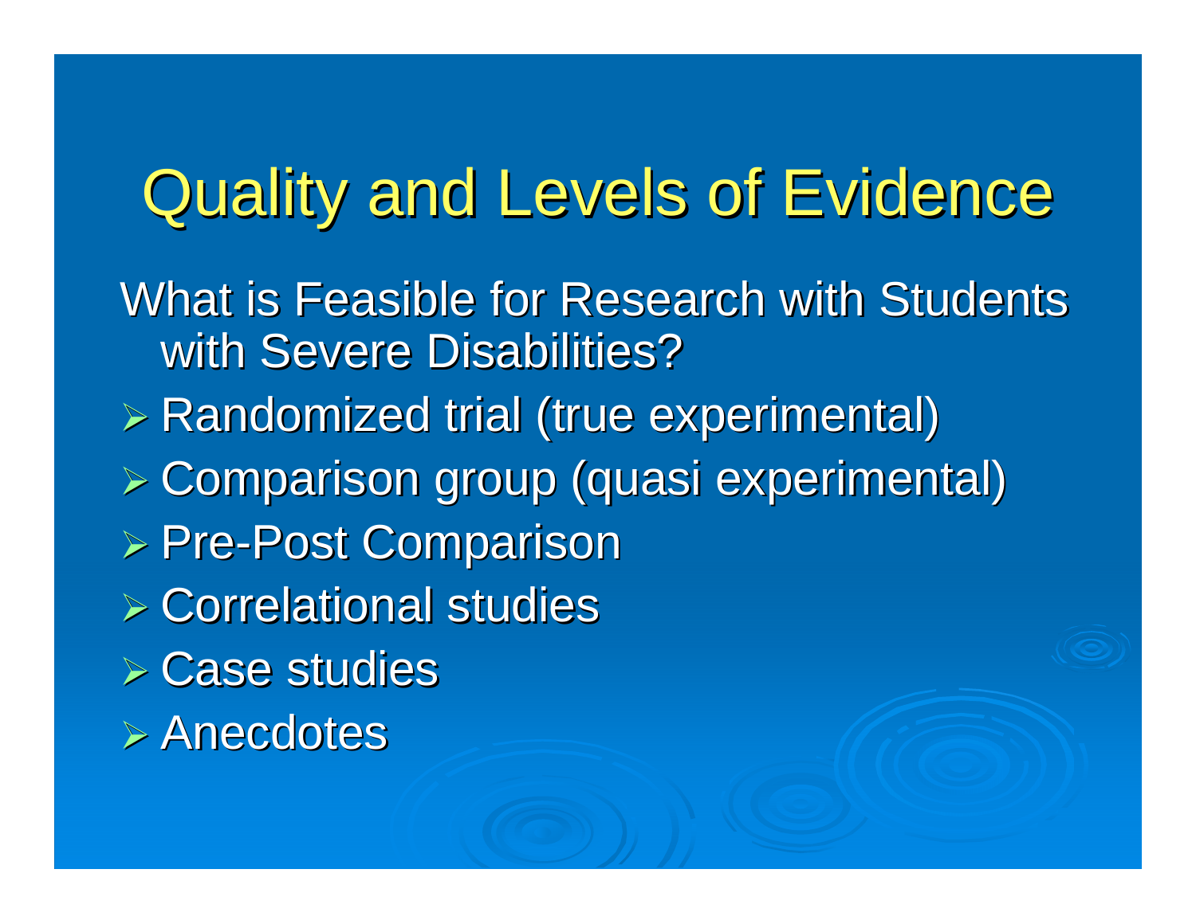# Quality and Levels of Evidence

What is Feasible for Research with Students with Severe Disabilities?

- Randomized trial (true experimental)
- Comparison group (quasi experimental)
- Pre-Post Comparison
- Correlational studies
- Case studies
- Anecdotes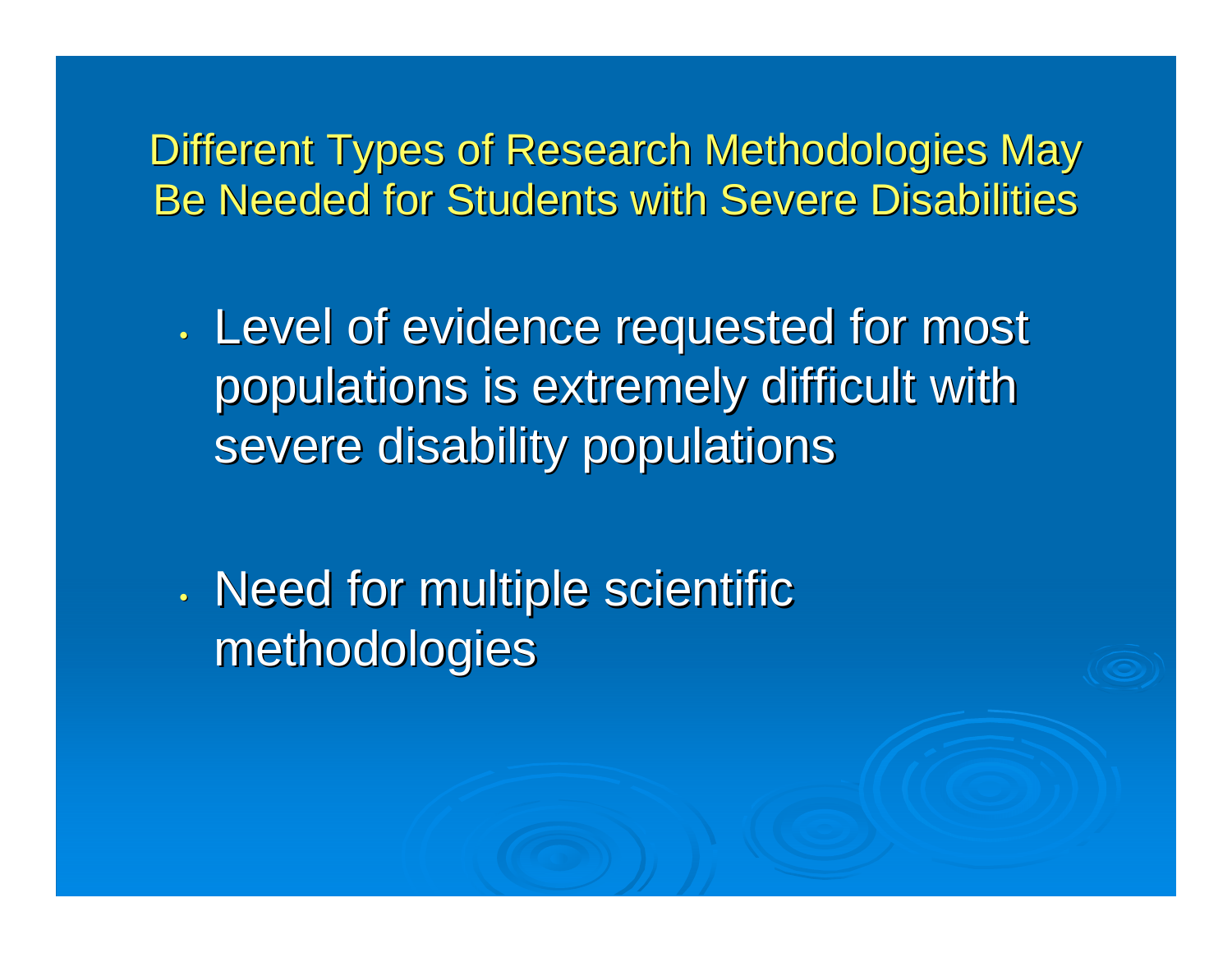# Different Types of Research Methodologies May Be Needed for Students with Severe Disabilities

- Level of evidence requested for most populations is extremely difficult with severe disability populations

- Need for multiple scientific methodologies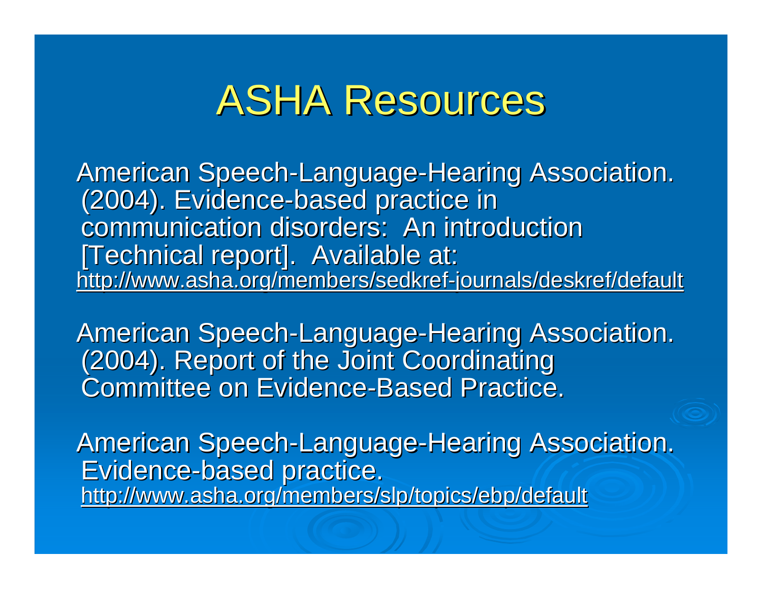# ASHA Resources

American Speech-Language-Hearing Association. (2004). Evidence-based practice in communication disorders: An introduction [Technical report]. Available at: http://www.asha.org/members/sedkref-journals/deskref/default

American Speech-Language-Hearing Association. (2004). Report of the Joint Coordinating Committee on Evidence-Based Practice.

American Speech-Language-Hearing Association. Evidence-based practice. http://www.asha.org/members/slp/topics/ebp/default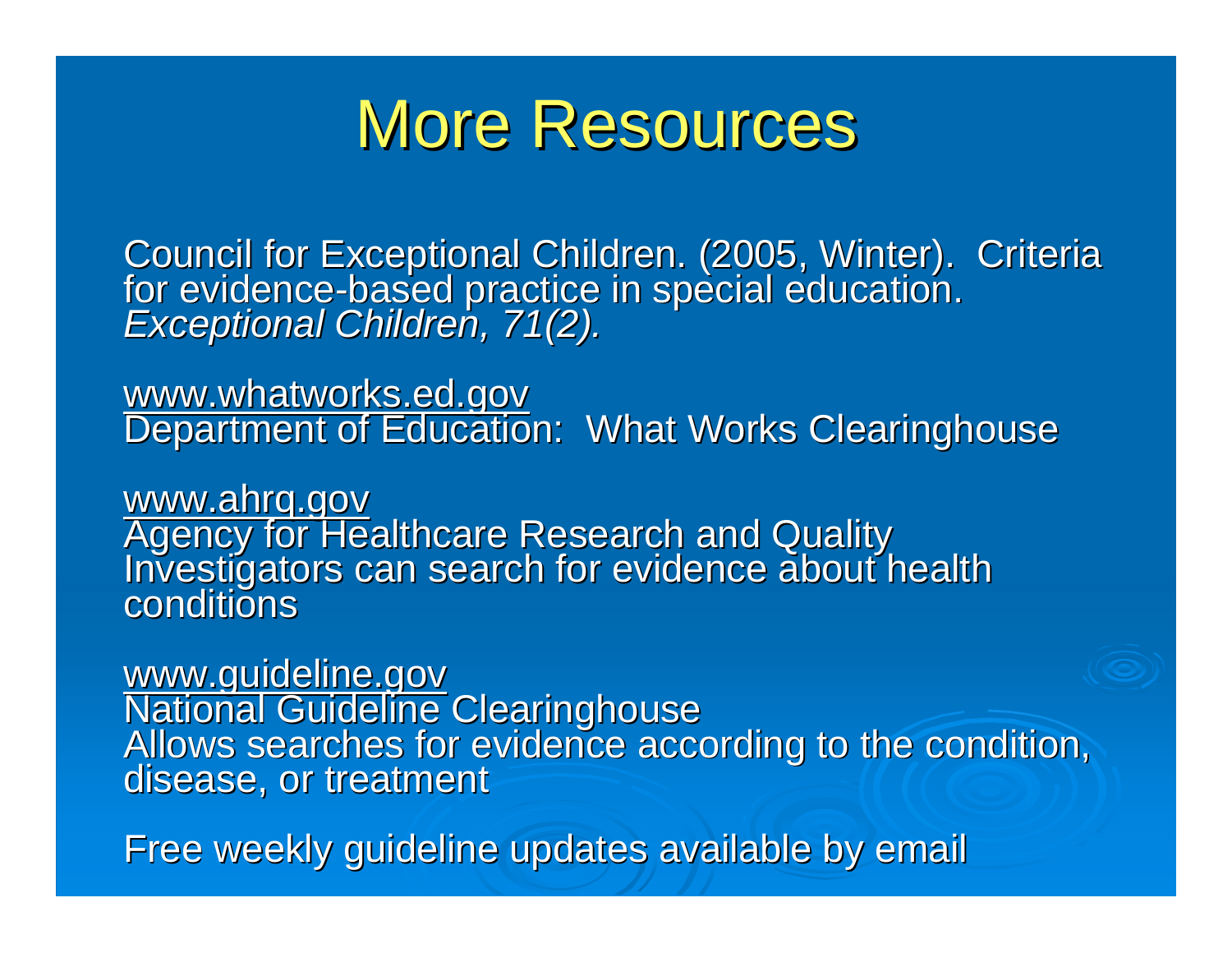# More Resources

Council for Exceptional Children. (2005, Winter). Criteria for evidence-based practice in special education. *Exceptional Children, 71(2).*

www.whatworks.ed.gov
Department of Education: What Works Clearinghouse

www.ahrq.gov
Agency for Healthcare Research and Quality
Investigators can search for evidence about health conditions

www.guideline.gov
National Guideline Clearinghouse
Allows searches for evidence according to the condition, disease, or treatment

Free weekly guideline updates available by email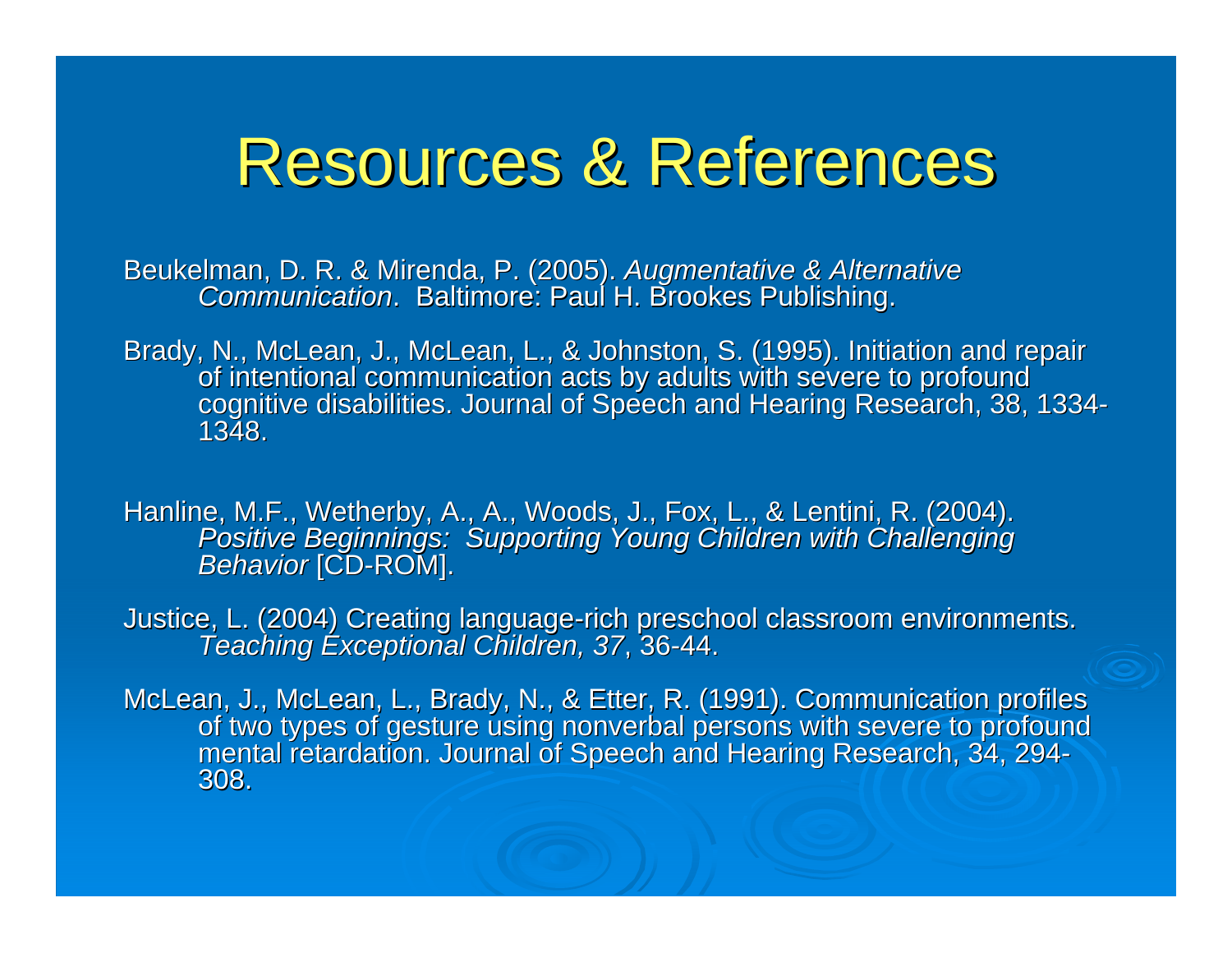# Resources & References

Beukelman, D. R. & Mirenda, P. (2005). *Augmentative & Alternative Communication*. Baltimore: Paul H. Brookes Publishing.

Brady, N., McLean, J., McLean, L., & Johnston, S. (1995). Initiation and repair of intentional communication acts by adults with severe to profound cognitive disabilities. Journal of Speech and Hearing Research, 38, 1334-1348.

Hanline, M.F., Wetherby, A., A., Woods, J., Fox, L., & Lentini, R. (2004). *Positive Beginnings: Supporting Young Children with Challenging Behavior* [CD-ROM].

Justice, L. (2004) Creating language-rich preschool classroom environments. *Teaching Exceptional Children, 37*, 36-44.

McLean, J., McLean, L., Brady, N., & Etter, R. (1991). Communication profiles of two types of gesture using nonverbal persons with severe to profound mental retardation. Journal of Speech and Hearing Research, 34, 294-308.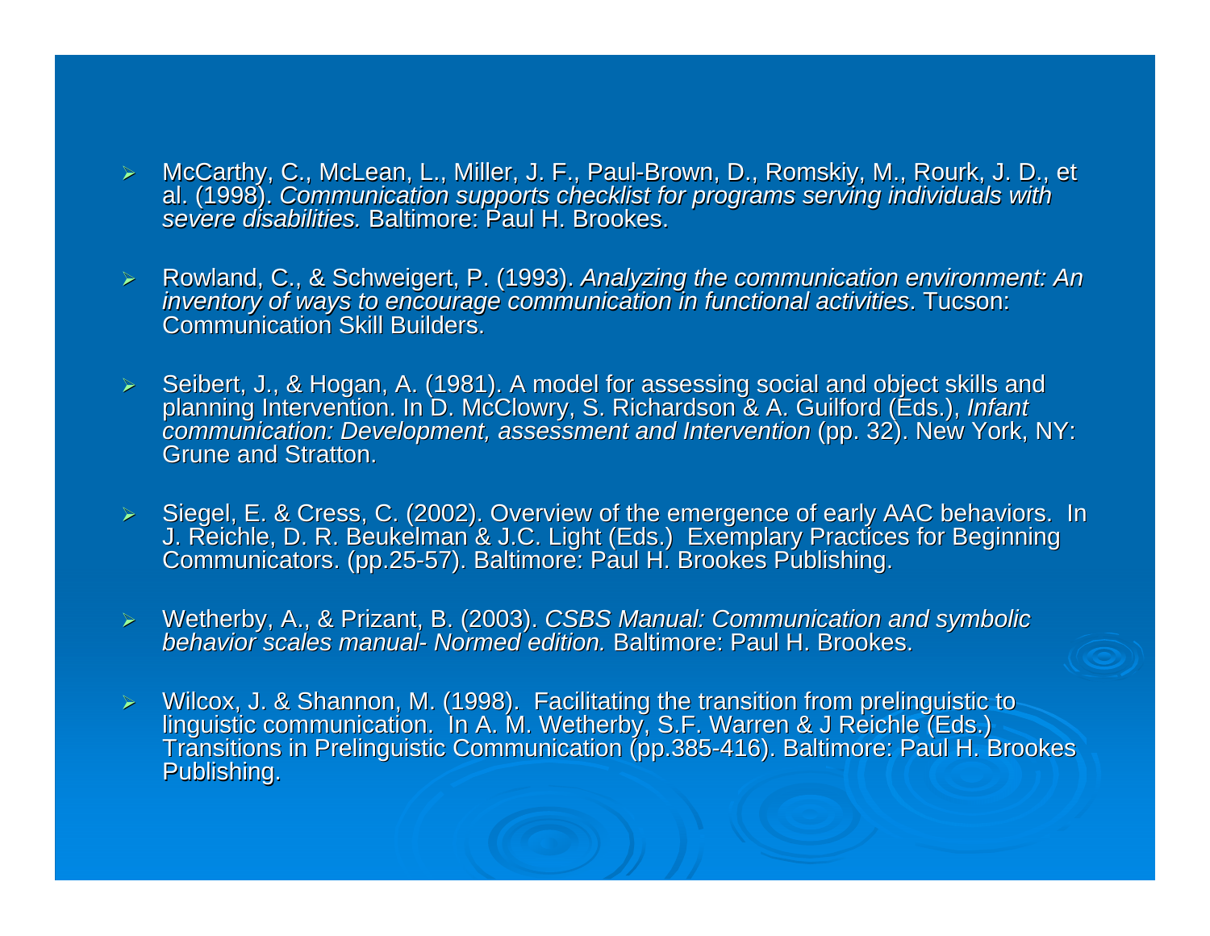- McCarthy, C., McLean, L., Miller, J. F., Paul-Brown, D., Romskiy, M., Rourk, J. D., et al. (1998). *Communication supports checklist for programs serving individuals with severe disabilities.* Baltimore: Paul H. Brookes.

- Rowland, C., & Schweigert, P. (1993). *Analyzing the communication environment: An inventory of ways to encourage communication in functional activities*. Tucson: Communication Skill Builders.

- Seibert, J., & Hogan, A. (1981). A model for assessing social and object skills and planning Intervention. In D. McClowry, S. Richardson & A. Guilford (Eds.), *Infant communication: Development, assessment and Intervention* (pp. 32). New York, NY: Grune and Stratton.

- Siegel, E. & Cress, C. (2002). Overview of the emergence of early AAC behaviors. In J. Reichle, D. R. Beukelman & J.C. Light (Eds.) Exemplary Practices for Beginning Communicators. (pp.25-57). Baltimore: Paul H. Brookes Publishing.

- Wetherby, A., & Prizant, B. (2003). *CSBS Manual: Communication and symbolic behavior scales manual- Normed edition.* Baltimore: Paul H. Brookes.

- Wilcox, J. & Shannon, M. (1998). Facilitating the transition from prelinguistic to linguistic communication. In A. M. Wetherby, S.F. Warren & J Reichle (Eds.) Transitions in Prelinguistic Communication (pp.385-416). Baltimore: Paul H. Brookes Publishing.